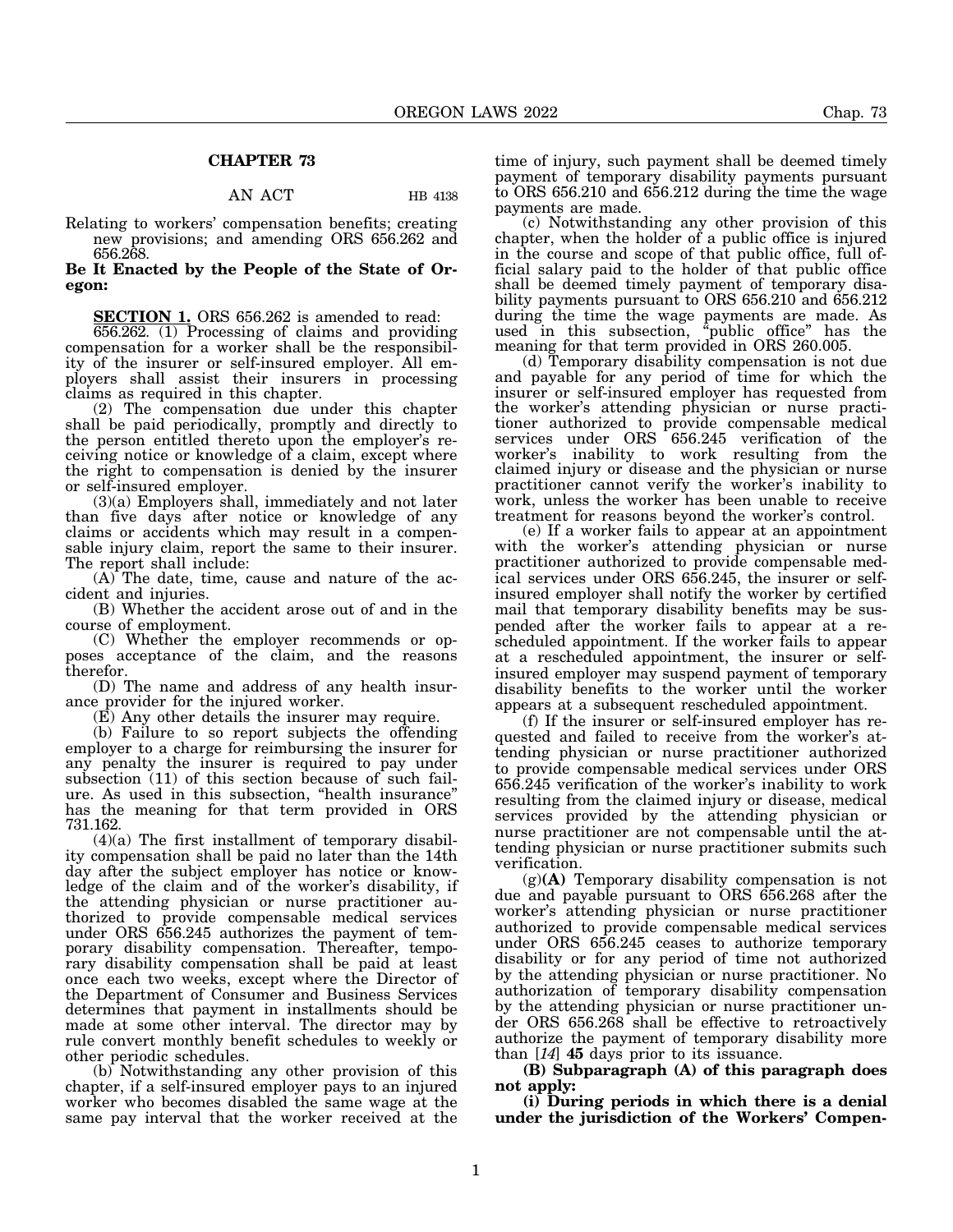## CHAPTER 73

AN ACT HB 4138

Relating to workers' compensation benefits; creating new provisions; and amending ORS 656.262 and 656.268.

**Be It Enacted by the People of the State of Oregon:**

**SECTION 1.** ORS 656.262 is amended to read:

656.262. (1) Processing of claims and providing compensation for a worker shall be the responsibility of the insurer or self-insured employer. All employers shall assist their insurers in processing claims as required in this chapter.

(2) The compensation due under this chapter shall be paid periodically, promptly and directly to the person entitled thereto upon the employer's receiving notice or knowledge of a claim, except where the right to compensation is denied by the insurer or self-insured employer.

(3)(a) Employers shall, immediately and not later than five days after notice or knowledge of any claims or accidents which may result in a compensable injury claim, report the same to their insurer. The report shall include:

(A) The date, time, cause and nature of the accident and injuries.

(B) Whether the accident arose out of and in the course of employment.

(C) Whether the employer recommends or opposes acceptance of the claim, and the reasons therefor.

(D) The name and address of any health insurance provider for the injured worker.

(E) Any other details the insurer may require.

(b) Failure to so report subjects the offending employer to a charge for reimbursing the insurer for any penalty the insurer is required to pay under subsection (11) of this section because of such failure. As used in this subsection, "health insurance" has the meaning for that term provided in ORS 731.162.

(4)(a) The first installment of temporary disability compensation shall be paid no later than the 14th day after the subject employer has notice or knowledge of the claim and of the worker's disability, if the attending physician or nurse practitioner authorized to provide compensable medical services under ORS 656.245 authorizes the payment of temporary disability compensation. Thereafter, temporary disability compensation shall be paid at least once each two weeks, except where the Director of the Department of Consumer and Business Services determines that payment in installments should be made at some other interval. The director may by rule convert monthly benefit schedules to weekly or other periodic schedules.

(b) Notwithstanding any other provision of this chapter, if a self-insured employer pays to an injured worker who becomes disabled the same wage at the same pay interval that the worker received at the time of injury, such payment shall be deemed timely payment of temporary disability payments pursuant to ORS 656.210 and 656.212 during the time the wage payments are made.

(c) Notwithstanding any other provision of this chapter, when the holder of a public office is injured in the course and scope of that public office, full official salary paid to the holder of that public office shall be deemed timely payment of temporary disability payments pursuant to ORS 656.210 and 656.212 during the time the wage payments are made. As used in this subsection, "public office" has the meaning for that term provided in ORS 260.005.

(d) Temporary disability compensation is not due and payable for any period of time for which the insurer or self-insured employer has requested from the worker's attending physician or nurse practitioner authorized to provide compensable medical services under ORS 656.245 verification of the worker's inability to work resulting from the claimed injury or disease and the physician or nurse practitioner cannot verify the worker's inability to work, unless the worker has been unable to receive treatment for reasons beyond the worker's control.

(e) If a worker fails to appear at an appointment with the worker's attending physician or nurse practitioner authorized to provide compensable medical services under ORS 656.245, the insurer or self-insured employer shall notify the worker by certified mail that temporary disability benefits may be suspended after the worker fails to appear at a rescheduled appointment. If the worker fails to appear at a rescheduled appointment, the insurer or self-insured employer may suspend payment of temporary disability benefits to the worker until the worker appears at a subsequent rescheduled appointment.

(f) If the insurer or self-insured employer has requested and failed to receive from the worker's attending physician or nurse practitioner authorized to provide compensable medical services under ORS 656.245 verification of the worker's inability to work resulting from the claimed injury or disease, medical services provided by the attending physician or nurse practitioner are not compensable until the attending physician or nurse practitioner submits such verification.

(g)**(A)** Temporary disability compensation is not due and payable pursuant to ORS 656.268 after the worker's attending physician or nurse practitioner authorized to provide compensable medical services under ORS 656.245 ceases to authorize temporary disability or for any period of time not authorized by the attending physician or nurse practitioner. No authorization of temporary disability compensation by the attending physician or nurse practitioner under ORS 656.268 shall be effective to retroactively authorize the payment of temporary disability more than [*14*] **45** days prior to its issuance.

**(B) Subparagraph (A) of this paragraph does not apply:**

**(i) During periods in which there is a denial under the jurisdiction of the Workers' Compen-**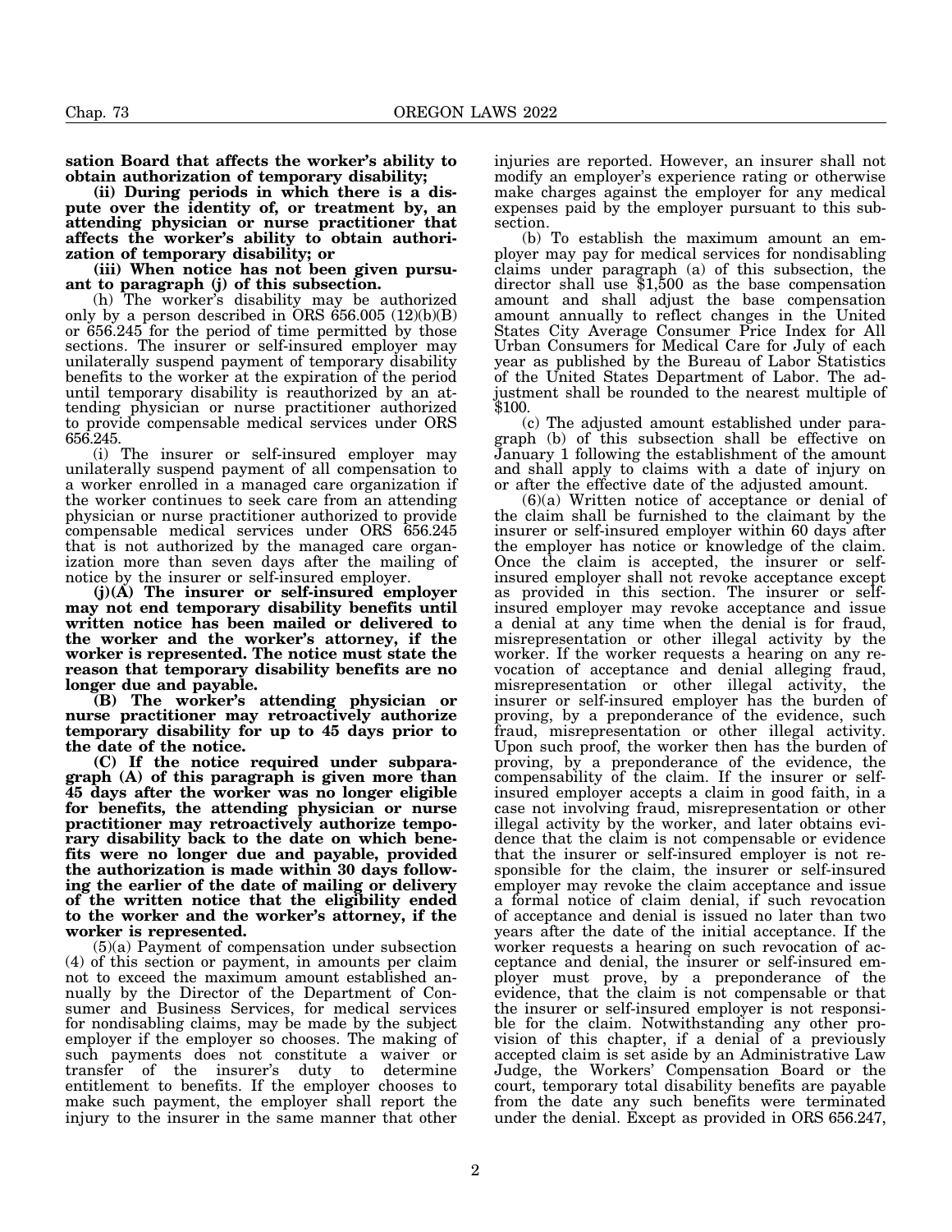**sation Board that affects the worker's ability to obtain authorization of temporary disability;**

**(ii) During periods in which there is a dispute over the identity of, or treatment by, an attending physician or nurse practitioner that affects the worker's ability to obtain authorization of temporary disability; or**

**(iii) When notice has not been given pursuant to paragraph (j) of this subsection.**

(h) The worker's disability may be authorized only by a person described in ORS 656.005 (12)(b)(B) or 656.245 for the period of time permitted by those sections. The insurer or self-insured employer may unilaterally suspend payment of temporary disability benefits to the worker at the expiration of the period until temporary disability is reauthorized by an attending physician or nurse practitioner authorized to provide compensable medical services under ORS 656.245.

(i) The insurer or self-insured employer may unilaterally suspend payment of all compensation to a worker enrolled in a managed care organization if the worker continues to seek care from an attending physician or nurse practitioner authorized to provide compensable medical services under ORS 656.245 that is not authorized by the managed care organization more than seven days after the mailing of notice by the insurer or self-insured employer.

**(j)(A) The insurer or self-insured employer may not end temporary disability benefits until written notice has been mailed or delivered to the worker and the worker's attorney, if the worker is represented. The notice must state the reason that temporary disability benefits are no longer due and payable.**

**(B) The worker's attending physician or nurse practitioner may retroactively authorize temporary disability for up to 45 days prior to the date of the notice.**

**(C) If the notice required under subparagraph (A) of this paragraph is given more than 45 days after the worker was no longer eligible for benefits, the attending physician or nurse practitioner may retroactively authorize temporary disability back to the date on which benefits were no longer due and payable, provided the authorization is made within 30 days following the earlier of the date of mailing or delivery of the written notice that the eligibility ended to the worker and the worker's attorney, if the worker is represented.**

(5)(a) Payment of compensation under subsection (4) of this section or payment, in amounts per claim not to exceed the maximum amount established annually by the Director of the Department of Consumer and Business Services, for medical services for nondisabling claims, may be made by the subject employer if the employer so chooses. The making of such payments does not constitute a waiver or transfer of the insurer's duty to determine entitlement to benefits. If the employer chooses to make such payment, the employer shall report the injury to the insurer in the same manner that other injuries are reported. However, an insurer shall not modify an employer's experience rating or otherwise make charges against the employer for any medical expenses paid by the employer pursuant to this subsection.

(b) To establish the maximum amount an employer may pay for medical services for nondisabling claims under paragraph (a) of this subsection, the director shall use $1,500 as the base compensation amount and shall adjust the base compensation amount annually to reflect changes in the United States City Average Consumer Price Index for All Urban Consumers for Medical Care for July of each year as published by the Bureau of Labor Statistics of the United States Department of Labor. The adjustment shall be rounded to the nearest multiple of $100.

(c) The adjusted amount established under paragraph (b) of this subsection shall be effective on January 1 following the establishment of the amount and shall apply to claims with a date of injury on or after the effective date of the adjusted amount.

(6)(a) Written notice of acceptance or denial of the claim shall be furnished to the claimant by the insurer or self-insured employer within 60 days after the employer has notice or knowledge of the claim. Once the claim is accepted, the insurer or self-insured employer shall not revoke acceptance except as provided in this section. The insurer or self-insured employer may revoke acceptance and issue a denial at any time when the denial is for fraud, misrepresentation or other illegal activity by the worker. If the worker requests a hearing on any revocation of acceptance and denial alleging fraud, misrepresentation or other illegal activity, the insurer or self-insured employer has the burden of proving, by a preponderance of the evidence, such fraud, misrepresentation or other illegal activity. Upon such proof, the worker then has the burden of proving, by a preponderance of the evidence, the compensability of the claim. If the insurer or self-insured employer accepts a claim in good faith, in a case not involving fraud, misrepresentation or other illegal activity by the worker, and later obtains evidence that the claim is not compensable or evidence that the insurer or self-insured employer is not responsible for the claim, the insurer or self-insured employer may revoke the claim acceptance and issue a formal notice of claim denial, if such revocation of acceptance and denial is issued no later than two years after the date of the initial acceptance. If the worker requests a hearing on such revocation of acceptance and denial, the insurer or self-insured employer must prove, by a preponderance of the evidence, that the claim is not compensable or that the insurer or self-insured employer is not responsible for the claim. Notwithstanding any other provision of this chapter, if a denial of a previously accepted claim is set aside by an Administrative Law Judge, the Workers' Compensation Board or the court, temporary total disability benefits are payable from the date any such benefits were terminated under the denial. Except as provided in ORS 656.247,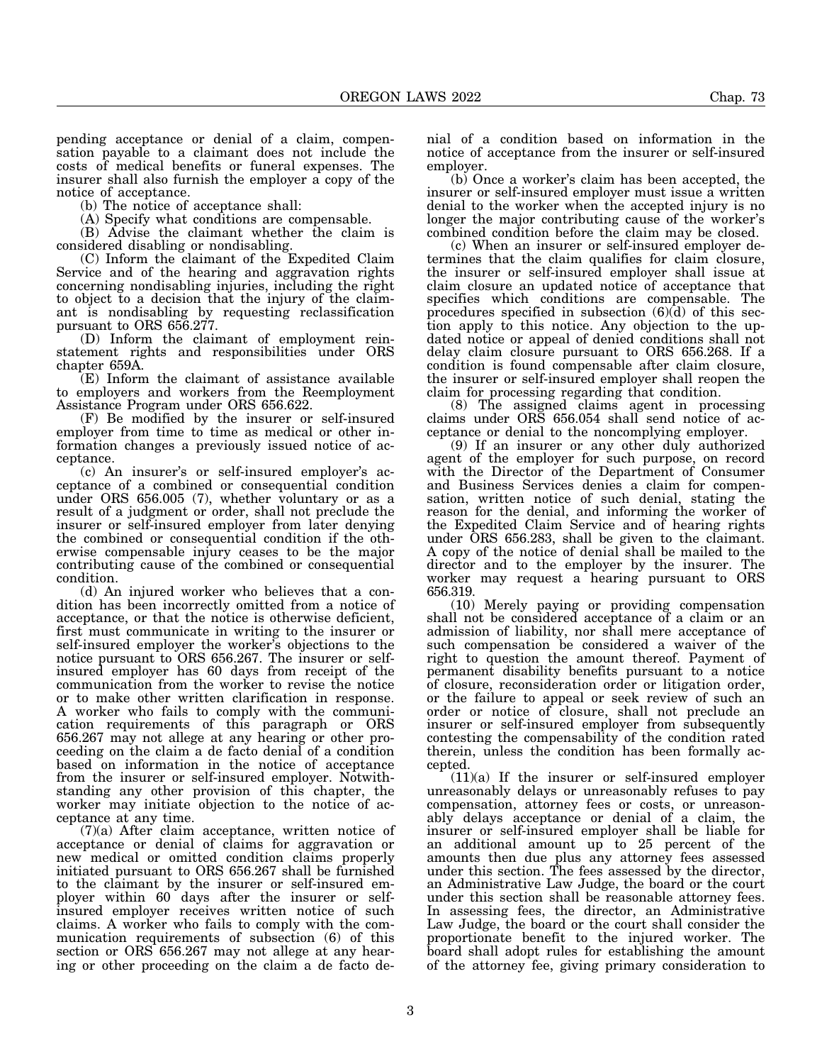pending acceptance or denial of a claim, compensation payable to a claimant does not include the costs of medical benefits or funeral expenses. The insurer shall also furnish the employer a copy of the notice of acceptance.

(b) The notice of acceptance shall:

(A) Specify what conditions are compensable.

(B) Advise the claimant whether the claim is considered disabling or nondisabling.

(C) Inform the claimant of the Expedited Claim Service and of the hearing and aggravation rights concerning nondisabling injuries, including the right to object to a decision that the injury of the claimant is nondisabling by requesting reclassification pursuant to ORS 656.277.

(D) Inform the claimant of employment reinstatement rights and responsibilities under ORS chapter 659A.

(E) Inform the claimant of assistance available to employers and workers from the Reemployment Assistance Program under ORS 656.622.

(F) Be modified by the insurer or self-insured employer from time to time as medical or other information changes a previously issued notice of acceptance.

(c) An insurer's or self-insured employer's acceptance of a combined or consequential condition under ORS 656.005 (7), whether voluntary or as a result of a judgment or order, shall not preclude the insurer or self-insured employer from later denying the combined or consequential condition if the otherwise compensable injury ceases to be the major contributing cause of the combined or consequential condition.

(d) An injured worker who believes that a condition has been incorrectly omitted from a notice of acceptance, or that the notice is otherwise deficient, first must communicate in writing to the insurer or self-insured employer the worker's objections to the notice pursuant to ORS 656.267. The insurer or self-insured employer has 60 days from receipt of the communication from the worker to revise the notice or to make other written clarification in response. A worker who fails to comply with the communication requirements of this paragraph or ORS 656.267 may not allege at any hearing or other proceeding on the claim a de facto denial of a condition based on information in the notice of acceptance from the insurer or self-insured employer. Notwithstanding any other provision of this chapter, the worker may initiate objection to the notice of acceptance at any time.

(7)(a) After claim acceptance, written notice of acceptance or denial of claims for aggravation or new medical or omitted condition claims properly initiated pursuant to ORS 656.267 shall be furnished to the claimant by the insurer or self-insured employer within 60 days after the insurer or self-insured employer receives written notice of such claims. A worker who fails to comply with the communication requirements of subsection (6) of this section or ORS 656.267 may not allege at any hearing or other proceeding on the claim a de facto denial of a condition based on information in the notice of acceptance from the insurer or self-insured employer.

(b) Once a worker's claim has been accepted, the insurer or self-insured employer must issue a written denial to the worker when the accepted injury is no longer the major contributing cause of the worker's combined condition before the claim may be closed.

(c) When an insurer or self-insured employer determines that the claim qualifies for claim closure, the insurer or self-insured employer shall issue at claim closure an updated notice of acceptance that specifies which conditions are compensable. The procedures specified in subsection (6)(d) of this section apply to this notice. Any objection to the updated notice or appeal of denied conditions shall not delay claim closure pursuant to ORS 656.268. If a condition is found compensable after claim closure, the insurer or self-insured employer shall reopen the claim for processing regarding that condition.

(8) The assigned claims agent in processing claims under ORS 656.054 shall send notice of acceptance or denial to the noncomplying employer.

(9) If an insurer or any other duly authorized agent of the employer for such purpose, on record with the Director of the Department of Consumer and Business Services denies a claim for compensation, written notice of such denial, stating the reason for the denial, and informing the worker of the Expedited Claim Service and of hearing rights under ORS 656.283, shall be given to the claimant. A copy of the notice of denial shall be mailed to the director and to the employer by the insurer. The worker may request a hearing pursuant to ORS 656.319.

(10) Merely paying or providing compensation shall not be considered acceptance of a claim or an admission of liability, nor shall mere acceptance of such compensation be considered a waiver of the right to question the amount thereof. Payment of permanent disability benefits pursuant to a notice of closure, reconsideration order or litigation order, or the failure to appeal or seek review of such an order or notice of closure, shall not preclude an insurer or self-insured employer from subsequently contesting the compensability of the condition rated therein, unless the condition has been formally accepted.

(11)(a) If the insurer or self-insured employer unreasonably delays or unreasonably refuses to pay compensation, attorney fees or costs, or unreasonably delays acceptance or denial of a claim, the insurer or self-insured employer shall be liable for an additional amount up to 25 percent of the amounts then due plus any attorney fees assessed under this section. The fees assessed by the director, an Administrative Law Judge, the board or the court under this section shall be reasonable attorney fees. In assessing fees, the director, an Administrative Law Judge, the board or the court shall consider the proportionate benefit to the injured worker. The board shall adopt rules for establishing the amount of the attorney fee, giving primary consideration to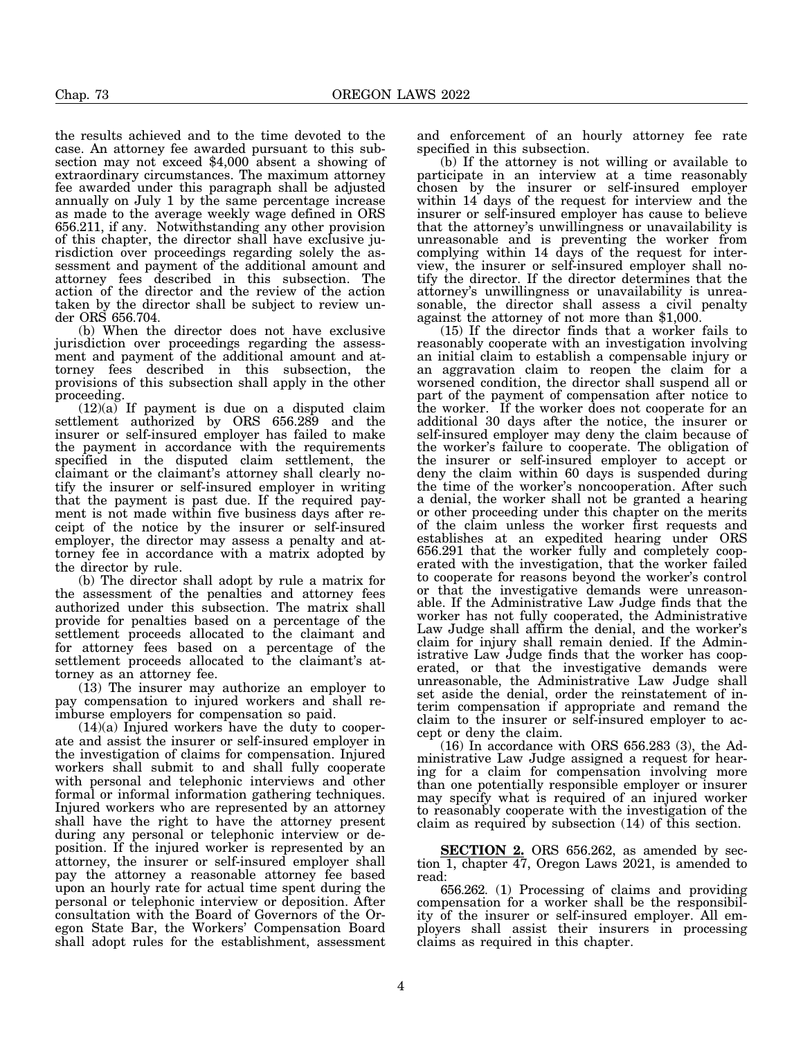the results achieved and to the time devoted to the case. An attorney fee awarded pursuant to this subsection may not exceed $4,000 absent a showing of extraordinary circumstances. The maximum attorney fee awarded under this paragraph shall be adjusted annually on July 1 by the same percentage increase as made to the average weekly wage defined in ORS 656.211, if any. Notwithstanding any other provision of this chapter, the director shall have exclusive jurisdiction over proceedings regarding solely the assessment and payment of the additional amount and attorney fees described in this subsection. The action of the director and the review of the action taken by the director shall be subject to review under ORS 656.704.

(b) When the director does not have exclusive jurisdiction over proceedings regarding the assessment and payment of the additional amount and attorney fees described in this subsection, the provisions of this subsection shall apply in the other proceeding.

(12)(a) If payment is due on a disputed claim settlement authorized by ORS 656.289 and the insurer or self-insured employer has failed to make the payment in accordance with the requirements specified in the disputed claim settlement, the claimant or the claimant's attorney shall clearly notify the insurer or self-insured employer in writing that the payment is past due. If the required payment is not made within five business days after receipt of the notice by the insurer or self-insured employer, the director may assess a penalty and attorney fee in accordance with a matrix adopted by the director by rule.

(b) The director shall adopt by rule a matrix for the assessment of the penalties and attorney fees authorized under this subsection. The matrix shall provide for penalties based on a percentage of the settlement proceeds allocated to the claimant and for attorney fees based on a percentage of the settlement proceeds allocated to the claimant's attorney as an attorney fee.

(13) The insurer may authorize an employer to pay compensation to injured workers and shall reimburse employers for compensation so paid.

(14)(a) Injured workers have the duty to cooperate and assist the insurer or self-insured employer in the investigation of claims for compensation. Injured workers shall submit to and shall fully cooperate with personal and telephonic interviews and other formal or informal information gathering techniques. Injured workers who are represented by an attorney shall have the right to have the attorney present during any personal or telephonic interview or deposition. If the injured worker is represented by an attorney, the insurer or self-insured employer shall pay the attorney a reasonable attorney fee based upon an hourly rate for actual time spent during the personal or telephonic interview or deposition. After consultation with the Board of Governors of the Oregon State Bar, the Workers' Compensation Board shall adopt rules for the establishment, assessment and enforcement of an hourly attorney fee rate specified in this subsection.

(b) If the attorney is not willing or available to participate in an interview at a time reasonably chosen by the insurer or self-insured employer within 14 days of the request for interview and the insurer or self-insured employer has cause to believe that the attorney's unwillingness or unavailability is unreasonable and is preventing the worker from complying within 14 days of the request for interview, the insurer or self-insured employer shall notify the director. If the director determines that the attorney's unwillingness or unavailability is unreasonable, the director shall assess a civil penalty against the attorney of not more than $1,000.

(15) If the director finds that a worker fails to reasonably cooperate with an investigation involving an initial claim to establish a compensable injury or an aggravation claim to reopen the claim for a worsened condition, the director shall suspend all or part of the payment of compensation after notice to the worker. If the worker does not cooperate for an additional 30 days after the notice, the insurer or self-insured employer may deny the claim because of the worker's failure to cooperate. The obligation of the insurer or self-insured employer to accept or deny the claim within 60 days is suspended during the time of the worker's noncooperation. After such a denial, the worker shall not be granted a hearing or other proceeding under this chapter on the merits of the claim unless the worker first requests and establishes at an expedited hearing under ORS 656.291 that the worker fully and completely cooperated with the investigation, that the worker failed to cooperate for reasons beyond the worker's control or that the investigative demands were unreasonable. If the Administrative Law Judge finds that the worker has not fully cooperated, the Administrative Law Judge shall affirm the denial, and the worker's claim for injury shall remain denied. If the Administrative Law Judge finds that the worker has cooperated, or that the investigative demands were unreasonable, the Administrative Law Judge shall set aside the denial, order the reinstatement of interim compensation if appropriate and remand the claim to the insurer or self-insured employer to accept or deny the claim.

(16) In accordance with ORS 656.283 (3), the Administrative Law Judge assigned a request for hearing for a claim for compensation involving more than one potentially responsible employer or insurer may specify what is required of an injured worker to reasonably cooperate with the investigation of the claim as required by subsection (14) of this section.

**SECTION 2.** ORS 656.262, as amended by section 1, chapter 47, Oregon Laws 2021, is amended to read:

656.262. (1) Processing of claims and providing compensation for a worker shall be the responsibility of the insurer or self-insured employer. All employers shall assist their insurers in processing claims as required in this chapter.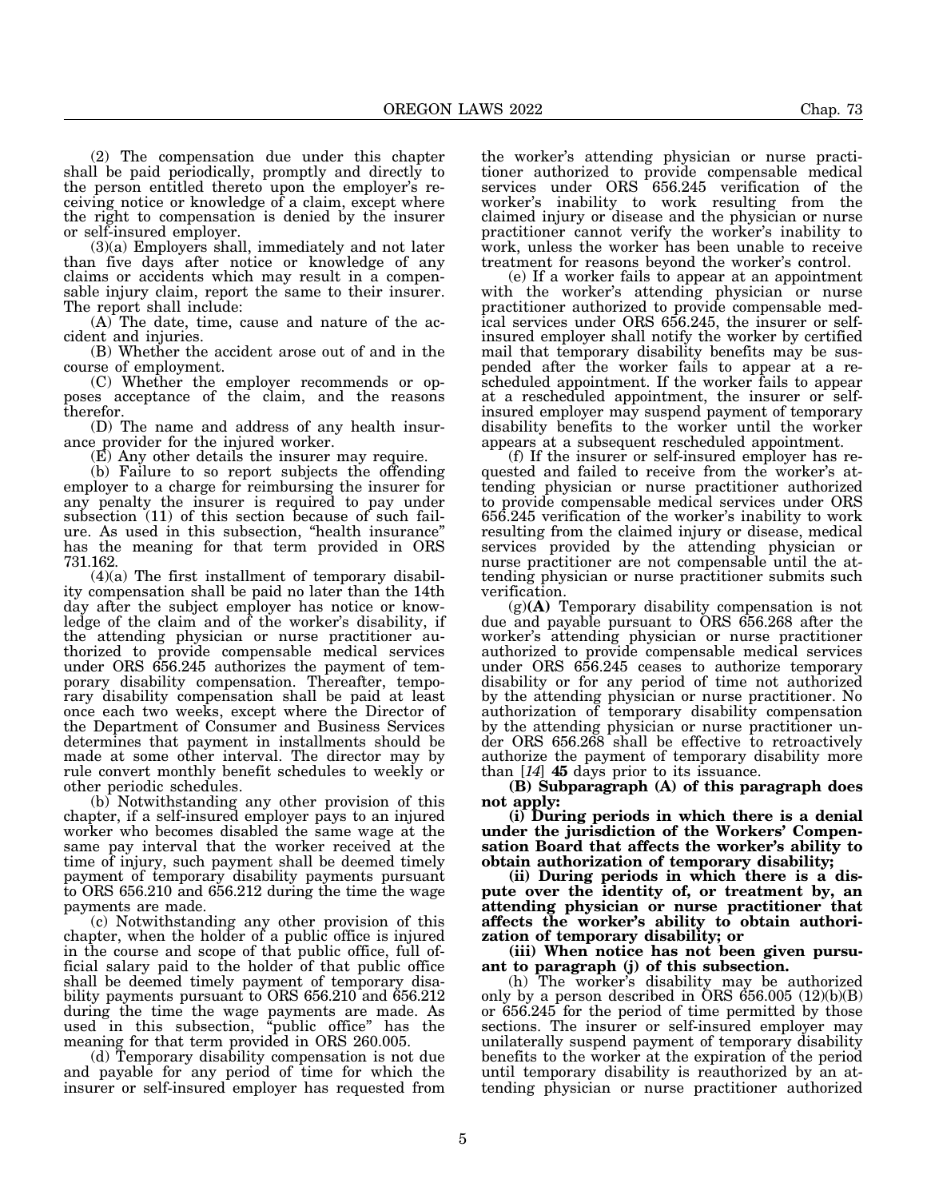(2) The compensation due under this chapter shall be paid periodically, promptly and directly to the person entitled thereto upon the employer's receiving notice or knowledge of a claim, except where the right to compensation is denied by the insurer or self-insured employer.

(3)(a) Employers shall, immediately and not later than five days after notice or knowledge of any claims or accidents which may result in a compensable injury claim, report the same to their insurer. The report shall include:

(A) The date, time, cause and nature of the accident and injuries.

(B) Whether the accident arose out of and in the course of employment.

(C) Whether the employer recommends or opposes acceptance of the claim, and the reasons therefor.

(D) The name and address of any health insurance provider for the injured worker.

(E) Any other details the insurer may require.

(b) Failure to so report subjects the offending employer to a charge for reimbursing the insurer for any penalty the insurer is required to pay under subsection (11) of this section because of such failure. As used in this subsection, "health insurance" has the meaning for that term provided in ORS 731.162.

(4)(a) The first installment of temporary disability compensation shall be paid no later than the 14th day after the subject employer has notice or knowledge of the claim and of the worker's disability, if the attending physician or nurse practitioner authorized to provide compensable medical services under ORS 656.245 authorizes the payment of temporary disability compensation. Thereafter, temporary disability compensation shall be paid at least once each two weeks, except where the Director of the Department of Consumer and Business Services determines that payment in installments should be made at some other interval. The director may by rule convert monthly benefit schedules to weekly or other periodic schedules.

(b) Notwithstanding any other provision of this chapter, if a self-insured employer pays to an injured worker who becomes disabled the same wage at the same pay interval that the worker received at the time of injury, such payment shall be deemed timely payment of temporary disability payments pursuant to ORS 656.210 and 656.212 during the time the wage payments are made.

(c) Notwithstanding any other provision of this chapter, when the holder of a public office is injured in the course and scope of that public office, full official salary paid to the holder of that public office shall be deemed timely payment of temporary disability payments pursuant to ORS 656.210 and 656.212 during the time the wage payments are made. As used in this subsection, "public office" has the meaning for that term provided in ORS 260.005.

(d) Temporary disability compensation is not due and payable for any period of time for which the insurer or self-insured employer has requested from the worker's attending physician or nurse practitioner authorized to provide compensable medical services under ORS 656.245 verification of the worker's inability to work resulting from the claimed injury or disease and the physician or nurse practitioner cannot verify the worker's inability to work, unless the worker has been unable to receive treatment for reasons beyond the worker's control.

(e) If a worker fails to appear at an appointment with the worker's attending physician or nurse practitioner authorized to provide compensable medical services under ORS 656.245, the insurer or self-insured employer shall notify the worker by certified mail that temporary disability benefits may be suspended after the worker fails to appear at a rescheduled appointment. If the worker fails to appear at a rescheduled appointment, the insurer or self-insured employer may suspend payment of temporary disability benefits to the worker until the worker appears at a subsequent rescheduled appointment.

(f) If the insurer or self-insured employer has requested and failed to receive from the worker's attending physician or nurse practitioner authorized to provide compensable medical services under ORS 656.245 verification of the worker's inability to work resulting from the claimed injury or disease, medical services provided by the attending physician or nurse practitioner are not compensable until the attending physician or nurse practitioner submits such verification.

(g)**(A)** Temporary disability compensation is not due and payable pursuant to ORS 656.268 after the worker's attending physician or nurse practitioner authorized to provide compensable medical services under ORS 656.245 ceases to authorize temporary disability or for any period of time not authorized by the attending physician or nurse practitioner. No authorization of temporary disability compensation by the attending physician or nurse practitioner under ORS 656.268 shall be effective to retroactively authorize the payment of temporary disability more than [*14*] **45** days prior to its issuance.

**(B) Subparagraph (A) of this paragraph does not apply:**

**(i) During periods in which there is a denial under the jurisdiction of the Workers' Compensation Board that affects the worker's ability to obtain authorization of temporary disability;**

**(ii) During periods in which there is a dispute over the identity of, or treatment by, an attending physician or nurse practitioner that affects the worker's ability to obtain authorization of temporary disability; or**

**(iii) When notice has not been given pursuant to paragraph (j) of this subsection.**

(h) The worker's disability may be authorized only by a person described in ORS 656.005 (12)(b)(B) or 656.245 for the period of time permitted by those sections. The insurer or self-insured employer may unilaterally suspend payment of temporary disability benefits to the worker at the expiration of the period until temporary disability is reauthorized by an attending physician or nurse practitioner authorized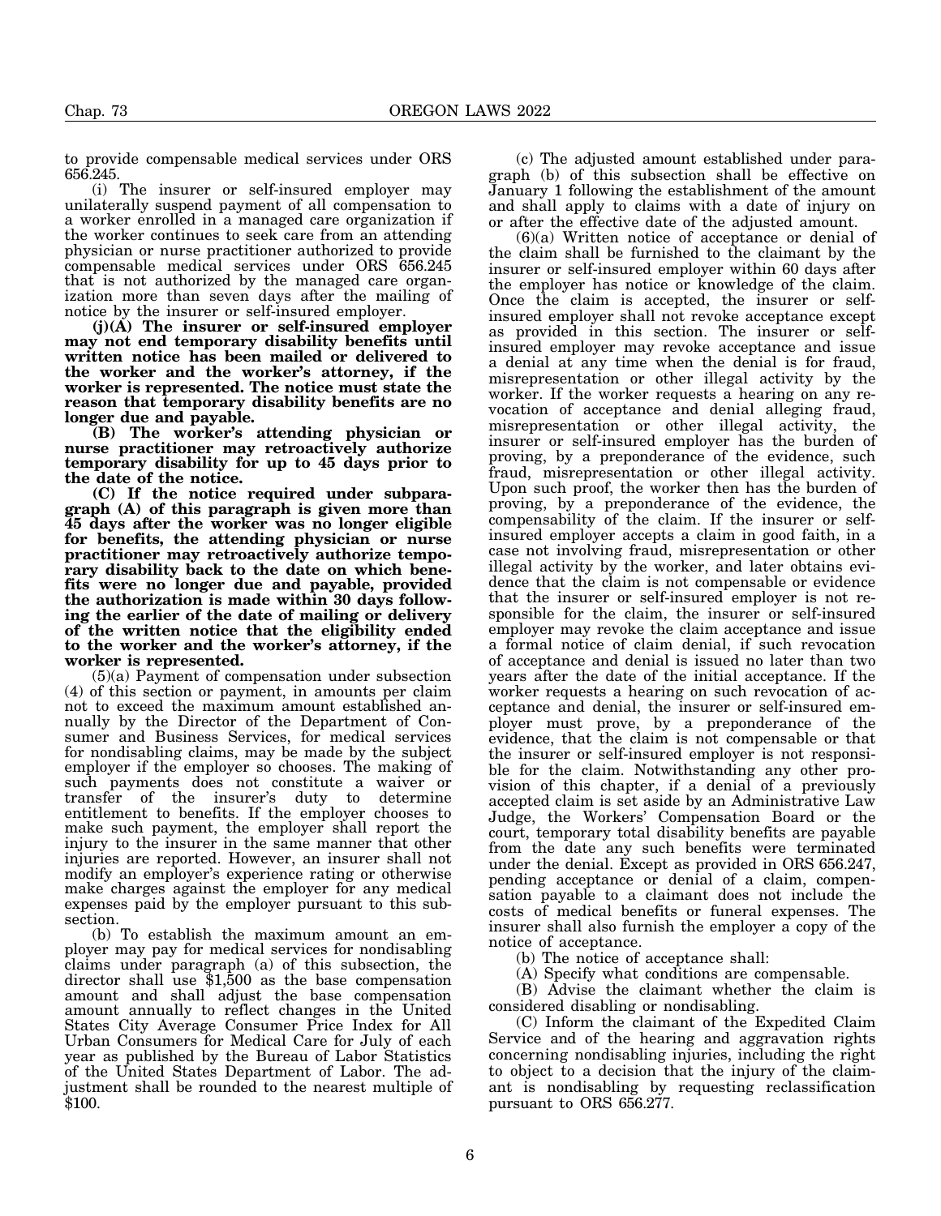to provide compensable medical services under ORS 656.245.

(i) The insurer or self-insured employer may unilaterally suspend payment of all compensation to a worker enrolled in a managed care organization if the worker continues to seek care from an attending physician or nurse practitioner authorized to provide compensable medical services under ORS 656.245 that is not authorized by the managed care organization more than seven days after the mailing of notice by the insurer or self-insured employer.

**(j)(A) The insurer or self-insured employer may not end temporary disability benefits until written notice has been mailed or delivered to the worker and the worker's attorney, if the worker is represented. The notice must state the reason that temporary disability benefits are no longer due and payable.**

**(B) The worker's attending physician or nurse practitioner may retroactively authorize temporary disability for up to 45 days prior to the date of the notice.**

**(C) If the notice required under subparagraph (A) of this paragraph is given more than 45 days after the worker was no longer eligible for benefits, the attending physician or nurse practitioner may retroactively authorize temporary disability back to the date on which benefits were no longer due and payable, provided the authorization is made within 30 days following the earlier of the date of mailing or delivery of the written notice that the eligibility ended to the worker and the worker's attorney, if the worker is represented.**

(5)(a) Payment of compensation under subsection (4) of this section or payment, in amounts per claim not to exceed the maximum amount established annually by the Director of the Department of Consumer and Business Services, for medical services for nondisabling claims, may be made by the subject employer if the employer so chooses. The making of such payments does not constitute a waiver or transfer of the insurer's duty to determine entitlement to benefits. If the employer chooses to make such payment, the employer shall report the injury to the insurer in the same manner that other injuries are reported. However, an insurer shall not modify an employer's experience rating or otherwise make charges against the employer for any medical expenses paid by the employer pursuant to this subsection.

(b) To establish the maximum amount an employer may pay for medical services for nondisabling claims under paragraph (a) of this subsection, the director shall use $1,500 as the base compensation amount and shall adjust the base compensation amount annually to reflect changes in the United States City Average Consumer Price Index for All Urban Consumers for Medical Care for July of each year as published by the Bureau of Labor Statistics of the United States Department of Labor. The adjustment shall be rounded to the nearest multiple of $100.

(c) The adjusted amount established under paragraph (b) of this subsection shall be effective on January 1 following the establishment of the amount and shall apply to claims with a date of injury on or after the effective date of the adjusted amount.

(6)(a) Written notice of acceptance or denial of the claim shall be furnished to the claimant by the insurer or self-insured employer within 60 days after the employer has notice or knowledge of the claim. Once the claim is accepted, the insurer or self-insured employer shall not revoke acceptance except as provided in this section. The insurer or self-insured employer may revoke acceptance and issue a denial at any time when the denial is for fraud, misrepresentation or other illegal activity by the worker. If the worker requests a hearing on any revocation of acceptance and denial alleging fraud, misrepresentation or other illegal activity, the insurer or self-insured employer has the burden of proving, by a preponderance of the evidence, such fraud, misrepresentation or other illegal activity. Upon such proof, the worker then has the burden of proving, by a preponderance of the evidence, the compensability of the claim. If the insurer or self-insured employer accepts a claim in good faith, in a case not involving fraud, misrepresentation or other illegal activity by the worker, and later obtains evidence that the claim is not compensable or evidence that the insurer or self-insured employer is not responsible for the claim, the insurer or self-insured employer may revoke the claim acceptance and issue a formal notice of claim denial, if such revocation of acceptance and denial is issued no later than two years after the date of the initial acceptance. If the worker requests a hearing on such revocation of acceptance and denial, the insurer or self-insured employer must prove, by a preponderance of the evidence, that the claim is not compensable or that the insurer or self-insured employer is not responsible for the claim. Notwithstanding any other provision of this chapter, if a denial of a previously accepted claim is set aside by an Administrative Law Judge, the Workers' Compensation Board or the court, temporary total disability benefits are payable from the date any such benefits were terminated under the denial. Except as provided in ORS 656.247, pending acceptance or denial of a claim, compensation payable to a claimant does not include the costs of medical benefits or funeral expenses. The insurer shall also furnish the employer a copy of the notice of acceptance.

(b) The notice of acceptance shall:

(A) Specify what conditions are compensable.

(B) Advise the claimant whether the claim is considered disabling or nondisabling.

(C) Inform the claimant of the Expedited Claim Service and of the hearing and aggravation rights concerning nondisabling injuries, including the right to object to a decision that the injury of the claimant is nondisabling by requesting reclassification pursuant to ORS 656.277.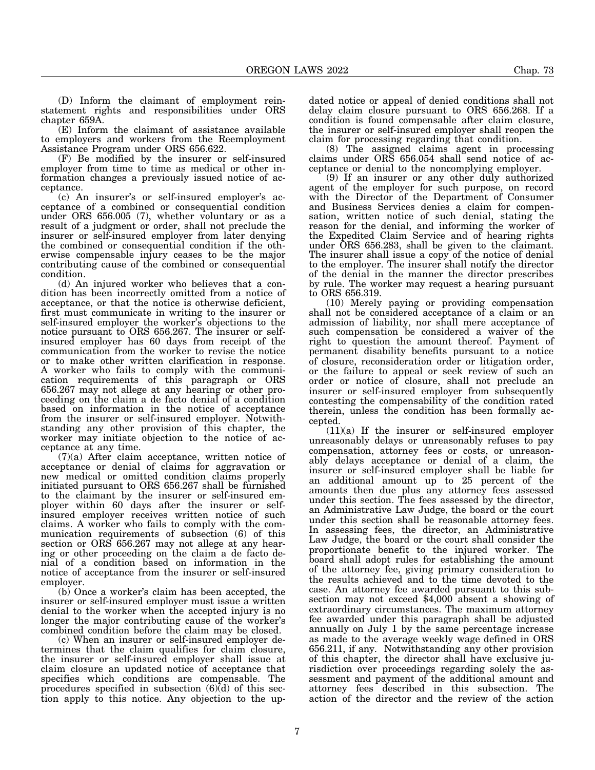(D) Inform the claimant of employment reinstatement rights and responsibilities under ORS chapter 659A.

(E) Inform the claimant of assistance available to employers and workers from the Reemployment Assistance Program under ORS 656.622.

(F) Be modified by the insurer or self-insured employer from time to time as medical or other information changes a previously issued notice of acceptance.

(c) An insurer's or self-insured employer's acceptance of a combined or consequential condition under ORS 656.005 (7), whether voluntary or as a result of a judgment or order, shall not preclude the insurer or self-insured employer from later denying the combined or consequential condition if the otherwise compensable injury ceases to be the major contributing cause of the combined or consequential condition.

(d) An injured worker who believes that a condition has been incorrectly omitted from a notice of acceptance, or that the notice is otherwise deficient, first must communicate in writing to the insurer or self-insured employer the worker's objections to the notice pursuant to ORS 656.267. The insurer or self-insured employer has 60 days from receipt of the communication from the worker to revise the notice or to make other written clarification in response. A worker who fails to comply with the communication requirements of this paragraph or ORS 656.267 may not allege at any hearing or other proceeding on the claim a de facto denial of a condition based on information in the notice of acceptance from the insurer or self-insured employer. Notwithstanding any other provision of this chapter, the worker may initiate objection to the notice of acceptance at any time.

(7)(a) After claim acceptance, written notice of acceptance or denial of claims for aggravation or new medical or omitted condition claims properly initiated pursuant to ORS 656.267 shall be furnished to the claimant by the insurer or self-insured employer within 60 days after the insurer or self-insured employer receives written notice of such claims. A worker who fails to comply with the communication requirements of subsection (6) of this section or ORS 656.267 may not allege at any hearing or other proceeding on the claim a de facto denial of a condition based on information in the notice of acceptance from the insurer or self-insured employer.

(b) Once a worker's claim has been accepted, the insurer or self-insured employer must issue a written denial to the worker when the accepted injury is no longer the major contributing cause of the worker's combined condition before the claim may be closed.

(c) When an insurer or self-insured employer determines that the claim qualifies for claim closure, the insurer or self-insured employer shall issue at claim closure an updated notice of acceptance that specifies which conditions are compensable. The procedures specified in subsection (6)(d) of this section apply to this notice. Any objection to the updated notice or appeal of denied conditions shall not delay claim closure pursuant to ORS 656.268. If a condition is found compensable after claim closure, the insurer or self-insured employer shall reopen the claim for processing regarding that condition.

(8) The assigned claims agent in processing claims under ORS 656.054 shall send notice of acceptance or denial to the noncomplying employer.

(9) If an insurer or any other duly authorized agent of the employer for such purpose, on record with the Director of the Department of Consumer and Business Services denies a claim for compensation, written notice of such denial, stating the reason for the denial, and informing the worker of the Expedited Claim Service and of hearing rights under ORS 656.283, shall be given to the claimant. The insurer shall issue a copy of the notice of denial to the employer. The insurer shall notify the director of the denial in the manner the director prescribes by rule. The worker may request a hearing pursuant to ORS 656.319.

(10) Merely paying or providing compensation shall not be considered acceptance of a claim or an admission of liability, nor shall mere acceptance of such compensation be considered a waiver of the right to question the amount thereof. Payment of permanent disability benefits pursuant to a notice of closure, reconsideration order or litigation order, or the failure to appeal or seek review of such an order or notice of closure, shall not preclude an insurer or self-insured employer from subsequently contesting the compensability of the condition rated therein, unless the condition has been formally accepted.

(11)(a) If the insurer or self-insured employer unreasonably delays or unreasonably refuses to pay compensation, attorney fees or costs, or unreasonably delays acceptance or denial of a claim, the insurer or self-insured employer shall be liable for an additional amount up to 25 percent of the amounts then due plus any attorney fees assessed under this section. The fees assessed by the director, an Administrative Law Judge, the board or the court under this section shall be reasonable attorney fees. In assessing fees, the director, an Administrative Law Judge, the board or the court shall consider the proportionate benefit to the injured worker. The board shall adopt rules for establishing the amount of the attorney fee, giving primary consideration to the results achieved and to the time devoted to the case. An attorney fee awarded pursuant to this subsection may not exceed $4,000 absent a showing of extraordinary circumstances. The maximum attorney fee awarded under this paragraph shall be adjusted annually on July 1 by the same percentage increase as made to the average weekly wage defined in ORS 656.211, if any. Notwithstanding any other provision of this chapter, the director shall have exclusive jurisdiction over proceedings regarding solely the assessment and payment of the additional amount and attorney fees described in this subsection. The action of the director and the review of the action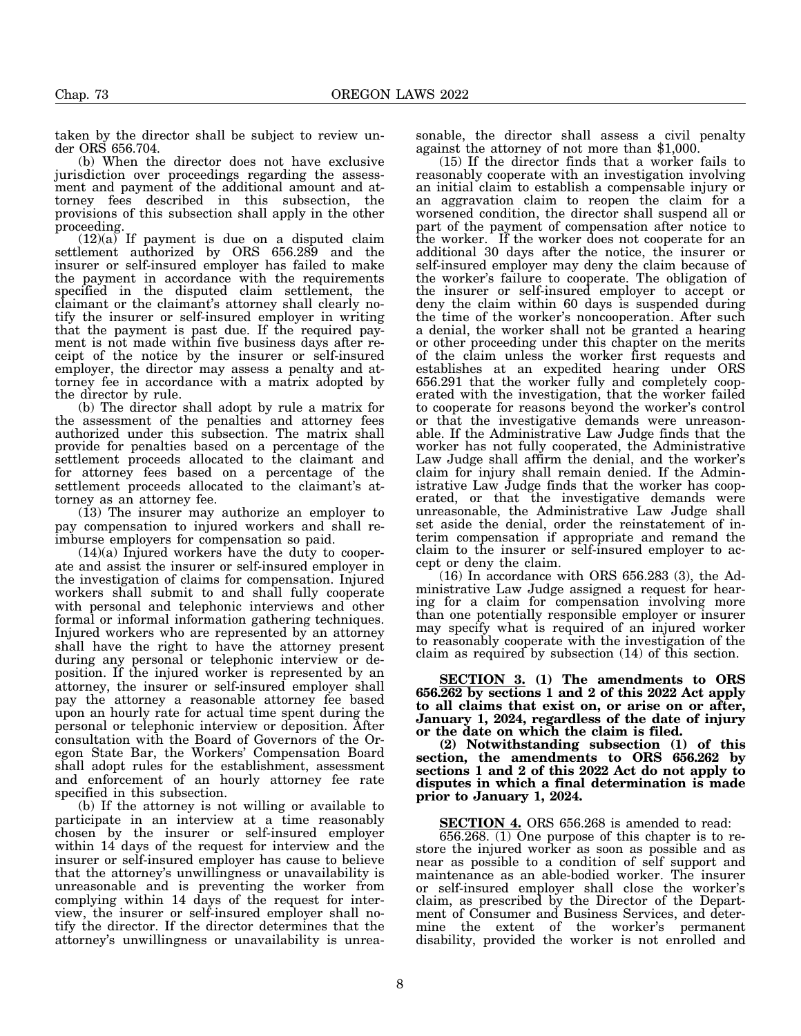taken by the director shall be subject to review under ORS 656.704.

(b) When the director does not have exclusive jurisdiction over proceedings regarding the assessment and payment of the additional amount and attorney fees described in this subsection, the provisions of this subsection shall apply in the other proceeding.

(12)(a) If payment is due on a disputed claim settlement authorized by ORS 656.289 and the insurer or self-insured employer has failed to make the payment in accordance with the requirements specified in the disputed claim settlement, the claimant or the claimant's attorney shall clearly notify the insurer or self-insured employer in writing that the payment is past due. If the required payment is not made within five business days after receipt of the notice by the insurer or self-insured employer, the director may assess a penalty and attorney fee in accordance with a matrix adopted by the director by rule.

(b) The director shall adopt by rule a matrix for the assessment of the penalties and attorney fees authorized under this subsection. The matrix shall provide for penalties based on a percentage of the settlement proceeds allocated to the claimant and for attorney fees based on a percentage of the settlement proceeds allocated to the claimant's attorney as an attorney fee.

(13) The insurer may authorize an employer to pay compensation to injured workers and shall reimburse employers for compensation so paid.

(14)(a) Injured workers have the duty to cooperate and assist the insurer or self-insured employer in the investigation of claims for compensation. Injured workers shall submit to and shall fully cooperate with personal and telephonic interviews and other formal or informal information gathering techniques. Injured workers who are represented by an attorney shall have the right to have the attorney present during any personal or telephonic interview or deposition. If the injured worker is represented by an attorney, the insurer or self-insured employer shall pay the attorney a reasonable attorney fee based upon an hourly rate for actual time spent during the personal or telephonic interview or deposition. After consultation with the Board of Governors of the Oregon State Bar, the Workers' Compensation Board shall adopt rules for the establishment, assessment and enforcement of an hourly attorney fee rate specified in this subsection.

(b) If the attorney is not willing or available to participate in an interview at a time reasonably chosen by the insurer or self-insured employer within 14 days of the request for interview and the insurer or self-insured employer has cause to believe that the attorney's unwillingness or unavailability is unreasonable and is preventing the worker from complying within 14 days of the request for interview, the insurer or self-insured employer shall notify the director. If the director determines that the attorney's unwillingness or unavailability is unreasonable, the director shall assess a civil penalty against the attorney of not more than $1,000.

(15) If the director finds that a worker fails to reasonably cooperate with an investigation involving an initial claim to establish a compensable injury or an aggravation claim to reopen the claim for a worsened condition, the director shall suspend all or part of the payment of compensation after notice to the worker. If the worker does not cooperate for an additional 30 days after the notice, the insurer or self-insured employer may deny the claim because of the worker's failure to cooperate. The obligation of the insurer or self-insured employer to accept or deny the claim within 60 days is suspended during the time of the worker's noncooperation. After such a denial, the worker shall not be granted a hearing or other proceeding under this chapter on the merits of the claim unless the worker first requests and establishes at an expedited hearing under ORS 656.291 that the worker fully and completely cooperated with the investigation, that the worker failed to cooperate for reasons beyond the worker's control or that the investigative demands were unreasonable. If the Administrative Law Judge finds that the worker has not fully cooperated, the Administrative Law Judge shall affirm the denial, and the worker's claim for injury shall remain denied. If the Administrative Law Judge finds that the worker has cooperated, or that the investigative demands were unreasonable, the Administrative Law Judge shall set aside the denial, order the reinstatement of interim compensation if appropriate and remand the claim to the insurer or self-insured employer to accept or deny the claim.

(16) In accordance with ORS 656.283 (3), the Administrative Law Judge assigned a request for hearing for a claim for compensation involving more than one potentially responsible employer or insurer may specify what is required of an injured worker to reasonably cooperate with the investigation of the claim as required by subsection (14) of this section.

**SECTION 3. (1) The amendments to ORS 656.262 by sections 1 and 2 of this 2022 Act apply to all claims that exist on, or arise on or after, January 1, 2024, regardless of the date of injury or the date on which the claim is filed.**

**(2) Notwithstanding subsection (1) of this section, the amendments to ORS 656.262 by sections 1 and 2 of this 2022 Act do not apply to disputes in which a final determination is made prior to January 1, 2024.**

**SECTION 4.** ORS 656.268 is amended to read:

656.268. (1) One purpose of this chapter is to restore the injured worker as soon as possible and as near as possible to a condition of self support and maintenance as an able-bodied worker. The insurer or self-insured employer shall close the worker's claim, as prescribed by the Director of the Department of Consumer and Business Services, and determine the extent of the worker's permanent disability, provided the worker is not enrolled and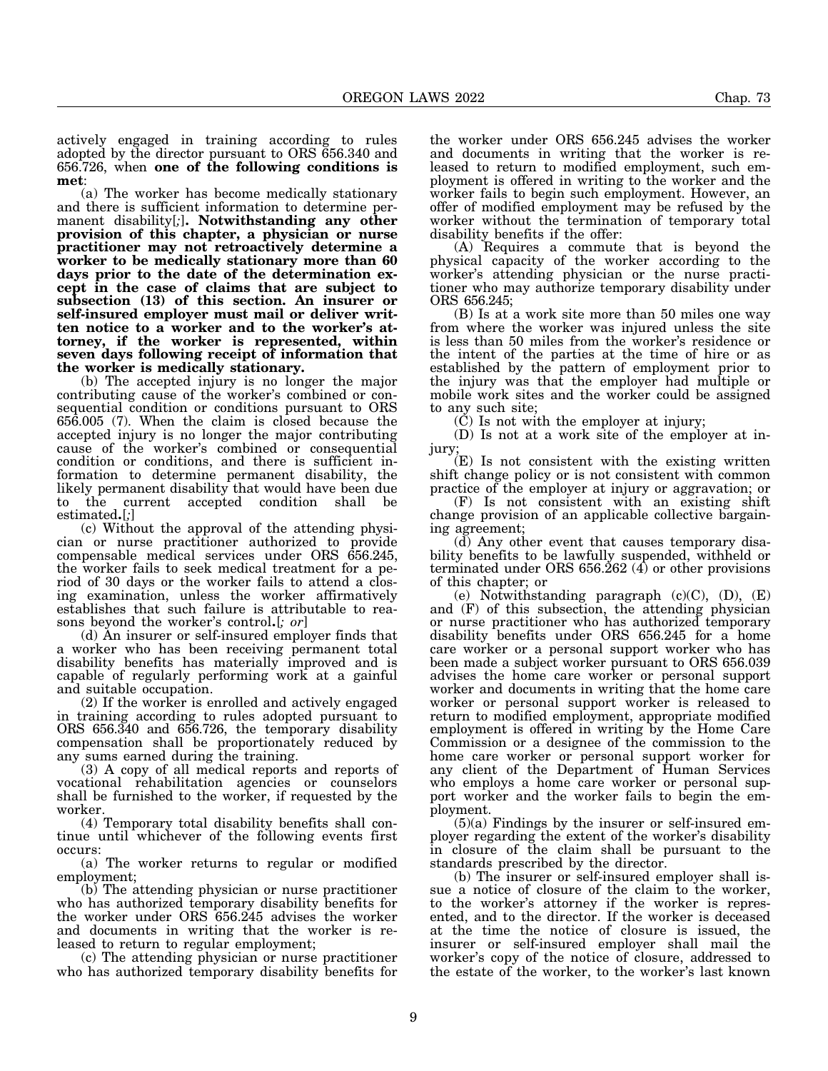actively engaged in training according to rules adopted by the director pursuant to ORS 656.340 and 656.726, when **one of the following conditions is met**:

(a) The worker has become medically stationary and there is sufficient information to determine permanent disability[*;*]**. Notwithstanding any other provision of this chapter, a physician or nurse practitioner may not retroactively determine a worker to be medically stationary more than 60 days prior to the date of the determination except in the case of claims that are subject to subsection (13) of this section. An insurer or self-insured employer must mail or deliver written notice to a worker and to the worker's attorney, if the worker is represented, within seven days following receipt of information that the worker is medically stationary.**

(b) The accepted injury is no longer the major contributing cause of the worker's combined or consequential condition or conditions pursuant to ORS 656.005 (7). When the claim is closed because the accepted injury is no longer the major contributing cause of the worker's combined or consequential condition or conditions, and there is sufficient information to determine permanent disability, the likely permanent disability that would have been due to the current accepted condition shall be estimated**.**[*;*]

(c) Without the approval of the attending physician or nurse practitioner authorized to provide compensable medical services under ORS 656.245, the worker fails to seek medical treatment for a period of 30 days or the worker fails to attend a closing examination, unless the worker affirmatively establishes that such failure is attributable to reasons beyond the worker's control**.**[*; or*]

(d) An insurer or self-insured employer finds that a worker who has been receiving permanent total disability benefits has materially improved and is capable of regularly performing work at a gainful and suitable occupation.

(2) If the worker is enrolled and actively engaged in training according to rules adopted pursuant to ORS 656.340 and 656.726, the temporary disability compensation shall be proportionately reduced by any sums earned during the training.

(3) A copy of all medical reports and reports of vocational rehabilitation agencies or counselors shall be furnished to the worker, if requested by the worker.

(4) Temporary total disability benefits shall continue until whichever of the following events first occurs:

(a) The worker returns to regular or modified employment;

(b) The attending physician or nurse practitioner who has authorized temporary disability benefits for the worker under ORS 656.245 advises the worker and documents in writing that the worker is released to return to regular employment;

(c) The attending physician or nurse practitioner who has authorized temporary disability benefits for the worker under ORS 656.245 advises the worker and documents in writing that the worker is released to return to modified employment, such employment is offered in writing to the worker and the worker fails to begin such employment. However, an offer of modified employment may be refused by the worker without the termination of temporary total disability benefits if the offer:

(A) Requires a commute that is beyond the physical capacity of the worker according to the worker's attending physician or the nurse practitioner who may authorize temporary disability under ORS 656.245;

(B) Is at a work site more than 50 miles one way from where the worker was injured unless the site is less than 50 miles from the worker's residence or the intent of the parties at the time of hire or as established by the pattern of employment prior to the injury was that the employer had multiple or mobile work sites and the worker could be assigned to any such site;

(C) Is not with the employer at injury;

(D) Is not at a work site of the employer at injury;

(E) Is not consistent with the existing written shift change policy or is not consistent with common practice of the employer at injury or aggravation; or

(F) Is not consistent with an existing shift change provision of an applicable collective bargaining agreement;

(d) Any other event that causes temporary disability benefits to be lawfully suspended, withheld or terminated under ORS 656.262 (4) or other provisions of this chapter; or

(e) Notwithstanding paragraph (c)(C), (D), (E) and (F) of this subsection, the attending physician or nurse practitioner who has authorized temporary disability benefits under ORS 656.245 for a home care worker or a personal support worker who has been made a subject worker pursuant to ORS 656.039 advises the home care worker or personal support worker and documents in writing that the home care worker or personal support worker is released to return to modified employment, appropriate modified employment is offered in writing by the Home Care Commission or a designee of the commission to the home care worker or personal support worker for any client of the Department of Human Services who employs a home care worker or personal support worker and the worker fails to begin the employment.

(5)(a) Findings by the insurer or self-insured employer regarding the extent of the worker's disability in closure of the claim shall be pursuant to the standards prescribed by the director.

(b) The insurer or self-insured employer shall issue a notice of closure of the claim to the worker, to the worker's attorney if the worker is represented, and to the director. If the worker is deceased at the time the notice of closure is issued, the insurer or self-insured employer shall mail the worker's copy of the notice of closure, addressed to the estate of the worker, to the worker's last known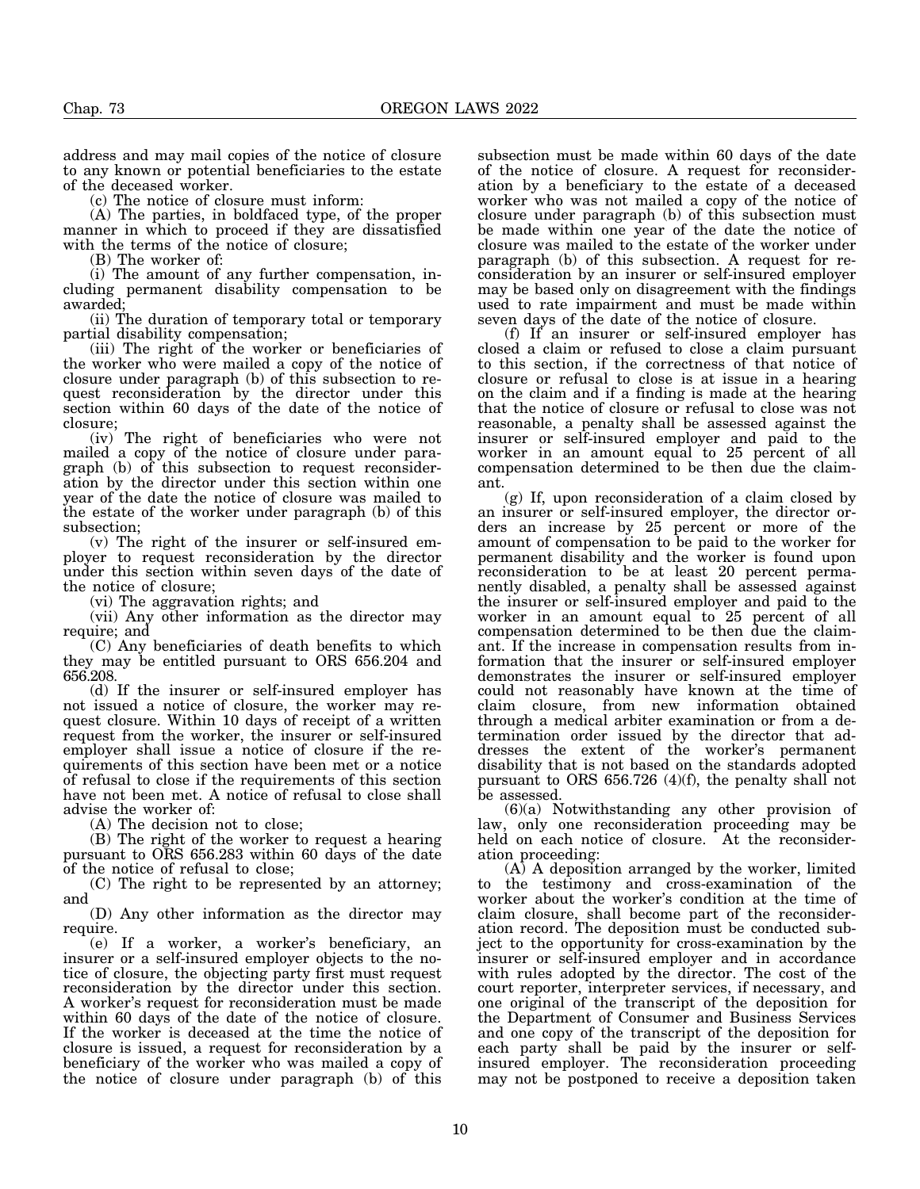address and may mail copies of the notice of closure to any known or potential beneficiaries to the estate of the deceased worker.

(c) The notice of closure must inform:

(A) The parties, in boldfaced type, of the proper manner in which to proceed if they are dissatisfied with the terms of the notice of closure;

(B) The worker of:

(i) The amount of any further compensation, including permanent disability compensation to be awarded;

(ii) The duration of temporary total or temporary partial disability compensation;

(iii) The right of the worker or beneficiaries of the worker who were mailed a copy of the notice of closure under paragraph (b) of this subsection to request reconsideration by the director under this section within 60 days of the date of the notice of closure;

(iv) The right of beneficiaries who were not mailed a copy of the notice of closure under paragraph (b) of this subsection to request reconsideration by the director under this section within one year of the date the notice of closure was mailed to the estate of the worker under paragraph (b) of this subsection;

(v) The right of the insurer or self-insured employer to request reconsideration by the director under this section within seven days of the date of the notice of closure;

(vi) The aggravation rights; and

(vii) Any other information as the director may require; and

(C) Any beneficiaries of death benefits to which they may be entitled pursuant to ORS 656.204 and 656.208.

(d) If the insurer or self-insured employer has not issued a notice of closure, the worker may request closure. Within 10 days of receipt of a written request from the worker, the insurer or self-insured employer shall issue a notice of closure if the requirements of this section have been met or a notice of refusal to close if the requirements of this section have not been met. A notice of refusal to close shall advise the worker of:

(A) The decision not to close;

(B) The right of the worker to request a hearing pursuant to ORS 656.283 within 60 days of the date of the notice of refusal to close;

(C) The right to be represented by an attorney; and

(D) Any other information as the director may require.

(e) If a worker, a worker's beneficiary, an insurer or a self-insured employer objects to the notice of closure, the objecting party first must request reconsideration by the director under this section. A worker's request for reconsideration must be made within 60 days of the date of the notice of closure. If the worker is deceased at the time the notice of closure is issued, a request for reconsideration by a beneficiary of the worker who was mailed a copy of the notice of closure under paragraph (b) of this subsection must be made within 60 days of the date of the notice of closure. A request for reconsideration by a beneficiary to the estate of a deceased worker who was not mailed a copy of the notice of closure under paragraph (b) of this subsection must be made within one year of the date the notice of closure was mailed to the estate of the worker under paragraph (b) of this subsection. A request for reconsideration by an insurer or self-insured employer may be based only on disagreement with the findings used to rate impairment and must be made within seven days of the date of the notice of closure.

(f) If an insurer or self-insured employer has closed a claim or refused to close a claim pursuant to this section, if the correctness of that notice of closure or refusal to close is at issue in a hearing on the claim and if a finding is made at the hearing that the notice of closure or refusal to close was not reasonable, a penalty shall be assessed against the insurer or self-insured employer and paid to the worker in an amount equal to 25 percent of all compensation determined to be then due the claimant.

(g) If, upon reconsideration of a claim closed by an insurer or self-insured employer, the director orders an increase by 25 percent or more of the amount of compensation to be paid to the worker for permanent disability and the worker is found upon reconsideration to be at least 20 percent permanently disabled, a penalty shall be assessed against the insurer or self-insured employer and paid to the worker in an amount equal to 25 percent of all compensation determined to be then due the claimant. If the increase in compensation results from information that the insurer or self-insured employer demonstrates the insurer or self-insured employer could not reasonably have known at the time of claim closure, from new information obtained through a medical arbiter examination or from a determination order issued by the director that addresses the extent of the worker's permanent disability that is not based on the standards adopted pursuant to ORS 656.726 (4)(f), the penalty shall not be assessed.

(6)(a) Notwithstanding any other provision of law, only one reconsideration proceeding may be held on each notice of closure. At the reconsideration proceeding:

(A) A deposition arranged by the worker, limited to the testimony and cross-examination of the worker about the worker's condition at the time of claim closure, shall become part of the reconsideration record. The deposition must be conducted subject to the opportunity for cross-examination by the insurer or self-insured employer and in accordance with rules adopted by the director. The cost of the court reporter, interpreter services, if necessary, and one original of the transcript of the deposition for the Department of Consumer and Business Services and one copy of the transcript of the deposition for each party shall be paid by the insurer or self-insured employer. The reconsideration proceeding may not be postponed to receive a deposition taken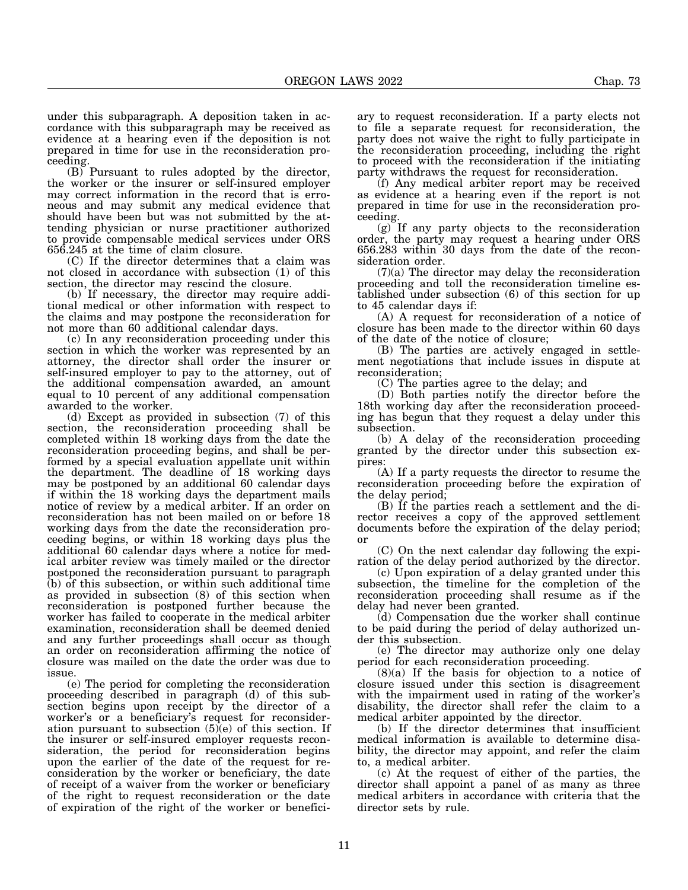under this subparagraph. A deposition taken in accordance with this subparagraph may be received as evidence at a hearing even if the deposition is not prepared in time for use in the reconsideration proceeding.

(B) Pursuant to rules adopted by the director, the worker or the insurer or self-insured employer may correct information in the record that is erroneous and may submit any medical evidence that should have been but was not submitted by the attending physician or nurse practitioner authorized to provide compensable medical services under ORS 656.245 at the time of claim closure.

(C) If the director determines that a claim was not closed in accordance with subsection (1) of this section, the director may rescind the closure.

(b) If necessary, the director may require additional medical or other information with respect to the claims and may postpone the reconsideration for not more than 60 additional calendar days.

(c) In any reconsideration proceeding under this section in which the worker was represented by an attorney, the director shall order the insurer or self-insured employer to pay to the attorney, out of the additional compensation awarded, an amount equal to 10 percent of any additional compensation awarded to the worker.

(d) Except as provided in subsection (7) of this section, the reconsideration proceeding shall be completed within 18 working days from the date the reconsideration proceeding begins, and shall be performed by a special evaluation appellate unit within the department. The deadline of 18 working days may be postponed by an additional 60 calendar days if within the 18 working days the department mails notice of review by a medical arbiter. If an order on reconsideration has not been mailed on or before 18 working days from the date the reconsideration proceeding begins, or within 18 working days plus the additional 60 calendar days where a notice for medical arbiter review was timely mailed or the director postponed the reconsideration pursuant to paragraph (b) of this subsection, or within such additional time as provided in subsection (8) of this section when reconsideration is postponed further because the worker has failed to cooperate in the medical arbiter examination, reconsideration shall be deemed denied and any further proceedings shall occur as though an order on reconsideration affirming the notice of closure was mailed on the date the order was due to issue.

(e) The period for completing the reconsideration proceeding described in paragraph (d) of this subsection begins upon receipt by the director of a worker's or a beneficiary's request for reconsideration pursuant to subsection (5)(e) of this section. If the insurer or self-insured employer requests reconsideration, the period for reconsideration begins upon the earlier of the date of the request for reconsideration by the worker or beneficiary, the date of receipt of a waiver from the worker or beneficiary of the right to request reconsideration or the date of expiration of the right of the worker or beneficiary to request reconsideration. If a party elects not to file a separate request for reconsideration, the party does not waive the right to fully participate in the reconsideration proceeding, including the right to proceed with the reconsideration if the initiating party withdraws the request for reconsideration.

(f) Any medical arbiter report may be received as evidence at a hearing even if the report is not prepared in time for use in the reconsideration proceeding.

(g) If any party objects to the reconsideration order, the party may request a hearing under ORS 656.283 within 30 days from the date of the reconsideration order.

(7)(a) The director may delay the reconsideration proceeding and toll the reconsideration timeline established under subsection (6) of this section for up to 45 calendar days if:

(A) A request for reconsideration of a notice of closure has been made to the director within 60 days of the date of the notice of closure;

(B) The parties are actively engaged in settlement negotiations that include issues in dispute at reconsideration;

(C) The parties agree to the delay; and

(D) Both parties notify the director before the 18th working day after the reconsideration proceeding has begun that they request a delay under this subsection.

(b) A delay of the reconsideration proceeding granted by the director under this subsection expires:

(A) If a party requests the director to resume the reconsideration proceeding before the expiration of the delay period;

(B) If the parties reach a settlement and the director receives a copy of the approved settlement documents before the expiration of the delay period; or

(C) On the next calendar day following the expiration of the delay period authorized by the director.

(c) Upon expiration of a delay granted under this subsection, the timeline for the completion of the reconsideration proceeding shall resume as if the delay had never been granted.

(d) Compensation due the worker shall continue to be paid during the period of delay authorized under this subsection.

(e) The director may authorize only one delay period for each reconsideration proceeding.

(8)(a) If the basis for objection to a notice of closure issued under this section is disagreement with the impairment used in rating of the worker's disability, the director shall refer the claim to a medical arbiter appointed by the director.

(b) If the director determines that insufficient medical information is available to determine disability, the director may appoint, and refer the claim to, a medical arbiter.

(c) At the request of either of the parties, the director shall appoint a panel of as many as three medical arbiters in accordance with criteria that the director sets by rule.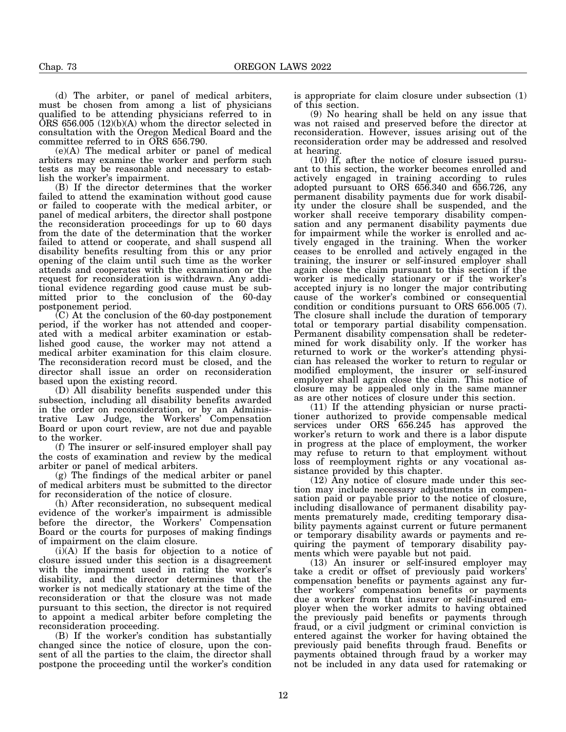(d) The arbiter, or panel of medical arbiters, must be chosen from among a list of physicians qualified to be attending physicians referred to in ORS 656.005 (12)(b)(A) whom the director selected in consultation with the Oregon Medical Board and the committee referred to in ORS 656.790.

(e)(A) The medical arbiter or panel of medical arbiters may examine the worker and perform such tests as may be reasonable and necessary to establish the worker's impairment.

(B) If the director determines that the worker failed to attend the examination without good cause or failed to cooperate with the medical arbiter, or panel of medical arbiters, the director shall postpone the reconsideration proceedings for up to 60 days from the date of the determination that the worker failed to attend or cooperate, and shall suspend all disability benefits resulting from this or any prior opening of the claim until such time as the worker attends and cooperates with the examination or the request for reconsideration is withdrawn. Any additional evidence regarding good cause must be submitted prior to the conclusion of the 60-day postponement period.

(C) At the conclusion of the 60-day postponement period, if the worker has not attended and cooperated with a medical arbiter examination or established good cause, the worker may not attend a medical arbiter examination for this claim closure. The reconsideration record must be closed, and the director shall issue an order on reconsideration based upon the existing record.

(D) All disability benefits suspended under this subsection, including all disability benefits awarded in the order on reconsideration, or by an Administrative Law Judge, the Workers' Compensation Board or upon court review, are not due and payable to the worker.

(f) The insurer or self-insured employer shall pay the costs of examination and review by the medical arbiter or panel of medical arbiters.

(g) The findings of the medical arbiter or panel of medical arbiters must be submitted to the director for reconsideration of the notice of closure.

(h) After reconsideration, no subsequent medical evidence of the worker's impairment is admissible before the director, the Workers' Compensation Board or the courts for purposes of making findings of impairment on the claim closure.

(i)(A) If the basis for objection to a notice of closure issued under this section is a disagreement with the impairment used in rating the worker's disability, and the director determines that the worker is not medically stationary at the time of the reconsideration or that the closure was not made pursuant to this section, the director is not required to appoint a medical arbiter before completing the reconsideration proceeding.

(B) If the worker's condition has substantially changed since the notice of closure, upon the consent of all the parties to the claim, the director shall postpone the proceeding until the worker's condition is appropriate for claim closure under subsection (1) of this section.

(9) No hearing shall be held on any issue that was not raised and preserved before the director at reconsideration. However, issues arising out of the reconsideration order may be addressed and resolved at hearing.

(10) If, after the notice of closure issued pursuant to this section, the worker becomes enrolled and actively engaged in training according to rules adopted pursuant to ORS 656.340 and 656.726, any permanent disability payments due for work disability under the closure shall be suspended, and the worker shall receive temporary disability compensation and any permanent disability payments due for impairment while the worker is enrolled and actively engaged in the training. When the worker ceases to be enrolled and actively engaged in the training, the insurer or self-insured employer shall again close the claim pursuant to this section if the worker is medically stationary or if the worker's accepted injury is no longer the major contributing cause of the worker's combined or consequential condition or conditions pursuant to ORS 656.005 (7). The closure shall include the duration of temporary total or temporary partial disability compensation. Permanent disability compensation shall be redetermined for work disability only. If the worker has returned to work or the worker's attending physician has released the worker to return to regular or modified employment, the insurer or self-insured employer shall again close the claim. This notice of closure may be appealed only in the same manner as are other notices of closure under this section.

(11) If the attending physician or nurse practitioner authorized to provide compensable medical services under ORS 656.245 has approved the worker's return to work and there is a labor dispute in progress at the place of employment, the worker may refuse to return to that employment without loss of reemployment rights or any vocational assistance provided by this chapter.

(12) Any notice of closure made under this section may include necessary adjustments in compensation paid or payable prior to the notice of closure, including disallowance of permanent disability payments prematurely made, crediting temporary disability payments against current or future permanent or temporary disability awards or payments and requiring the payment of temporary disability payments which were payable but not paid.

(13) An insurer or self-insured employer may take a credit or offset of previously paid workers' compensation benefits or payments against any further workers' compensation benefits or payments due a worker from that insurer or self-insured employer when the worker admits to having obtained the previously paid benefits or payments through fraud, or a civil judgment or criminal conviction is entered against the worker for having obtained the previously paid benefits through fraud. Benefits or payments obtained through fraud by a worker may not be included in any data used for ratemaking or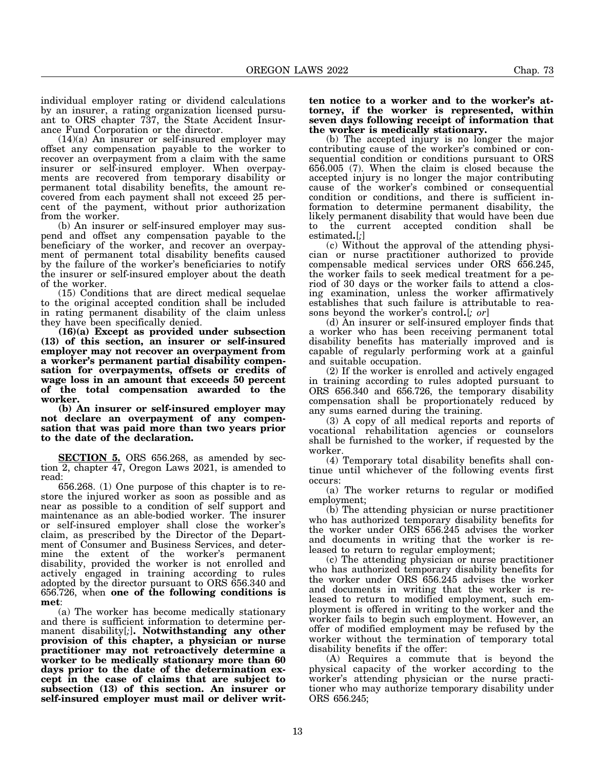individual employer rating or dividend calculations by an insurer, a rating organization licensed pursuant to ORS chapter 737, the State Accident Insurance Fund Corporation or the director.

(14)(a) An insurer or self-insured employer may offset any compensation payable to the worker to recover an overpayment from a claim with the same insurer or self-insured employer. When overpayments are recovered from temporary disability or permanent total disability benefits, the amount recovered from each payment shall not exceed 25 percent of the payment, without prior authorization from the worker.

(b) An insurer or self-insured employer may suspend and offset any compensation payable to the beneficiary of the worker, and recover an overpayment of permanent total disability benefits caused by the failure of the worker's beneficiaries to notify the insurer or self-insured employer about the death of the worker.

(15) Conditions that are direct medical sequelae to the original accepted condition shall be included in rating permanent disability of the claim unless they have been specifically denied.

**(16)(a) Except as provided under subsection (13) of this section, an insurer or self-insured employer may not recover an overpayment from a worker's permanent partial disability compensation for overpayments, offsets or credits of wage loss in an amount that exceeds 50 percent of the total compensation awarded to the worker.**

**(b) An insurer or self-insured employer may not declare an overpayment of any compensation that was paid more than two years prior to the date of the declaration.**

**SECTION 5.** ORS 656.268, as amended by section 2, chapter 47, Oregon Laws 2021, is amended to read:

656.268. (1) One purpose of this chapter is to restore the injured worker as soon as possible and as near as possible to a condition of self support and maintenance as an able-bodied worker. The insurer or self-insured employer shall close the worker's claim, as prescribed by the Director of the Department of Consumer and Business Services, and determine the extent of the worker's permanent disability, provided the worker is not enrolled and actively engaged in training according to rules adopted by the director pursuant to ORS 656.340 and 656.726, when **one of the following conditions is met**:

(a) The worker has become medically stationary and there is sufficient information to determine permanent disability[*;*]**. Notwithstanding any other provision of this chapter, a physician or nurse practitioner may not retroactively determine a worker to be medically stationary more than 60 days prior to the date of the determination except in the case of claims that are subject to subsection (13) of this section. An insurer or self-insured employer must mail or deliver written notice to a worker and to the worker's attorney, if the worker is represented, within seven days following receipt of information that the worker is medically stationary.**

(b) The accepted injury is no longer the major contributing cause of the worker's combined or consequential condition or conditions pursuant to ORS 656.005 (7). When the claim is closed because the accepted injury is no longer the major contributing cause of the worker's combined or consequential condition or conditions, and there is sufficient information to determine permanent disability, the likely permanent disability that would have been due to the current accepted condition shall be estimated**.**[*;*]

(c) Without the approval of the attending physician or nurse practitioner authorized to provide compensable medical services under ORS 656.245, the worker fails to seek medical treatment for a period of 30 days or the worker fails to attend a closing examination, unless the worker affirmatively establishes that such failure is attributable to reasons beyond the worker's control**.**[*; or*]

(d) An insurer or self-insured employer finds that a worker who has been receiving permanent total disability benefits has materially improved and is capable of regularly performing work at a gainful and suitable occupation.

(2) If the worker is enrolled and actively engaged in training according to rules adopted pursuant to ORS 656.340 and 656.726, the temporary disability compensation shall be proportionately reduced by any sums earned during the training.

(3) A copy of all medical reports and reports of vocational rehabilitation agencies or counselors shall be furnished to the worker, if requested by the worker.

(4) Temporary total disability benefits shall continue until whichever of the following events first occurs:

(a) The worker returns to regular or modified employment;

(b) The attending physician or nurse practitioner who has authorized temporary disability benefits for the worker under ORS 656.245 advises the worker and documents in writing that the worker is released to return to regular employment;

(c) The attending physician or nurse practitioner who has authorized temporary disability benefits for the worker under ORS 656.245 advises the worker and documents in writing that the worker is released to return to modified employment, such employment is offered in writing to the worker and the worker fails to begin such employment. However, an offer of modified employment may be refused by the worker without the termination of temporary total disability benefits if the offer:

(A) Requires a commute that is beyond the physical capacity of the worker according to the worker's attending physician or the nurse practitioner who may authorize temporary disability under ORS 656.245;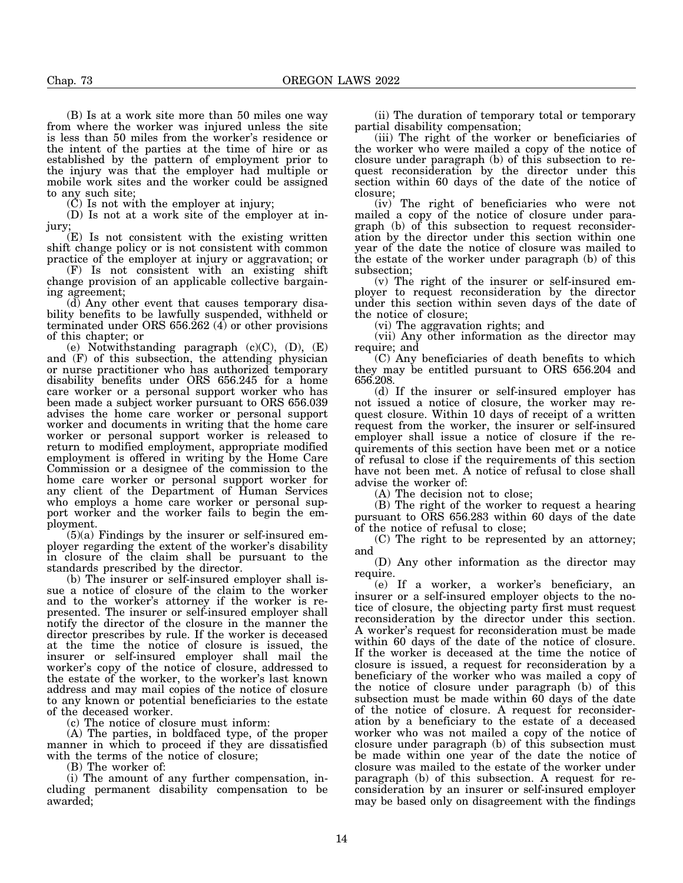(B) Is at a work site more than 50 miles one way from where the worker was injured unless the site is less than 50 miles from the worker's residence or the intent of the parties at the time of hire or as established by the pattern of employment prior to the injury was that the employer had multiple or mobile work sites and the worker could be assigned to any such site;

(C) Is not with the employer at injury;

(D) Is not at a work site of the employer at injury;

(E) Is not consistent with the existing written shift change policy or is not consistent with common practice of the employer at injury or aggravation; or

(F) Is not consistent with an existing shift change provision of an applicable collective bargaining agreement;

(d) Any other event that causes temporary disability benefits to be lawfully suspended, withheld or terminated under ORS 656.262 (4) or other provisions of this chapter; or

(e) Notwithstanding paragraph (c)(C), (D), (E) and (F) of this subsection, the attending physician or nurse practitioner who has authorized temporary disability benefits under ORS 656.245 for a home care worker or a personal support worker who has been made a subject worker pursuant to ORS 656.039 advises the home care worker or personal support worker and documents in writing that the home care worker or personal support worker is released to return to modified employment, appropriate modified employment is offered in writing by the Home Care Commission or a designee of the commission to the home care worker or personal support worker for any client of the Department of Human Services who employs a home care worker or personal support worker and the worker fails to begin the employment.

(5)(a) Findings by the insurer or self-insured employer regarding the extent of the worker's disability in closure of the claim shall be pursuant to the standards prescribed by the director.

(b) The insurer or self-insured employer shall issue a notice of closure of the claim to the worker and to the worker's attorney if the worker is represented. The insurer or self-insured employer shall notify the director of the closure in the manner the director prescribes by rule. If the worker is deceased at the time the notice of closure is issued, the insurer or self-insured employer shall mail the worker's copy of the notice of closure, addressed to the estate of the worker, to the worker's last known address and may mail copies of the notice of closure to any known or potential beneficiaries to the estate of the deceased worker.

(c) The notice of closure must inform:

(A) The parties, in boldfaced type, of the proper manner in which to proceed if they are dissatisfied with the terms of the notice of closure;

(B) The worker of:

(i) The amount of any further compensation, including permanent disability compensation to be awarded;

(ii) The duration of temporary total or temporary partial disability compensation;

(iii) The right of the worker or beneficiaries of the worker who were mailed a copy of the notice of closure under paragraph (b) of this subsection to request reconsideration by the director under this section within 60 days of the date of the notice of closure;

(iv) The right of beneficiaries who were not mailed a copy of the notice of closure under paragraph (b) of this subsection to request reconsideration by the director under this section within one year of the date the notice of closure was mailed to the estate of the worker under paragraph (b) of this subsection;

(v) The right of the insurer or self-insured employer to request reconsideration by the director under this section within seven days of the date of the notice of closure;

(vi) The aggravation rights; and

(vii) Any other information as the director may require; and

(C) Any beneficiaries of death benefits to which they may be entitled pursuant to ORS 656.204 and 656.208.

(d) If the insurer or self-insured employer has not issued a notice of closure, the worker may request closure. Within 10 days of receipt of a written request from the worker, the insurer or self-insured employer shall issue a notice of closure if the requirements of this section have been met or a notice of refusal to close if the requirements of this section have not been met. A notice of refusal to close shall advise the worker of:

(A) The decision not to close;

(B) The right of the worker to request a hearing pursuant to ORS 656.283 within 60 days of the date of the notice of refusal to close;

(C) The right to be represented by an attorney; and

(D) Any other information as the director may require.

(e) If a worker, a worker's beneficiary, an insurer or a self-insured employer objects to the notice of closure, the objecting party first must request reconsideration by the director under this section. A worker's request for reconsideration must be made within 60 days of the date of the notice of closure. If the worker is deceased at the time the notice of closure is issued, a request for reconsideration by a beneficiary of the worker who was mailed a copy of the notice of closure under paragraph (b) of this subsection must be made within 60 days of the date of the notice of closure. A request for reconsideration by a beneficiary to the estate of a deceased worker who was not mailed a copy of the notice of closure under paragraph (b) of this subsection must be made within one year of the date the notice of closure was mailed to the estate of the worker under paragraph (b) of this subsection. A request for reconsideration by an insurer or self-insured employer may be based only on disagreement with the findings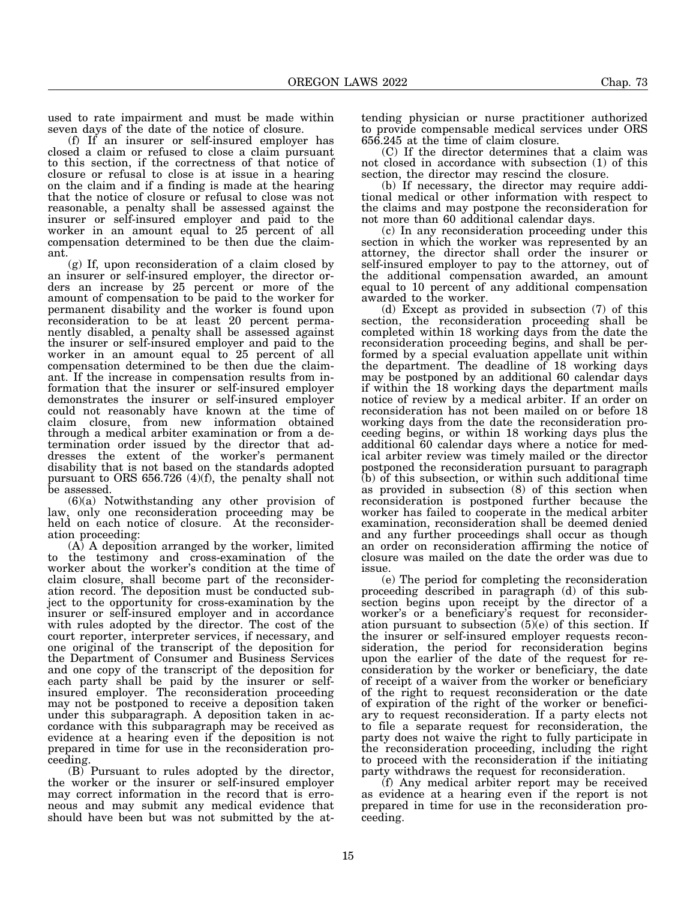used to rate impairment and must be made within seven days of the date of the notice of closure.

(f) If an insurer or self-insured employer has closed a claim or refused to close a claim pursuant to this section, if the correctness of that notice of closure or refusal to close is at issue in a hearing on the claim and if a finding is made at the hearing that the notice of closure or refusal to close was not reasonable, a penalty shall be assessed against the insurer or self-insured employer and paid to the worker in an amount equal to 25 percent of all compensation determined to be then due the claimant.

(g) If, upon reconsideration of a claim closed by an insurer or self-insured employer, the director orders an increase by 25 percent or more of the amount of compensation to be paid to the worker for permanent disability and the worker is found upon reconsideration to be at least 20 percent permanently disabled, a penalty shall be assessed against the insurer or self-insured employer and paid to the worker in an amount equal to 25 percent of all compensation determined to be then due the claimant. If the increase in compensation results from information that the insurer or self-insured employer demonstrates the insurer or self-insured employer could not reasonably have known at the time of claim closure, from new information obtained through a medical arbiter examination or from a determination order issued by the director that addresses the extent of the worker's permanent disability that is not based on the standards adopted pursuant to ORS 656.726 (4)(f), the penalty shall not be assessed.

(6)(a) Notwithstanding any other provision of law, only one reconsideration proceeding may be held on each notice of closure. At the reconsideration proceeding:

(A) A deposition arranged by the worker, limited to the testimony and cross-examination of the worker about the worker's condition at the time of claim closure, shall become part of the reconsideration record. The deposition must be conducted subject to the opportunity for cross-examination by the insurer or self-insured employer and in accordance with rules adopted by the director. The cost of the court reporter, interpreter services, if necessary, and one original of the transcript of the deposition for the Department of Consumer and Business Services and one copy of the transcript of the deposition for each party shall be paid by the insurer or self-insured employer. The reconsideration proceeding may not be postponed to receive a deposition taken under this subparagraph. A deposition taken in accordance with this subparagraph may be received as evidence at a hearing even if the deposition is not prepared in time for use in the reconsideration proceeding.

(B) Pursuant to rules adopted by the director, the worker or the insurer or self-insured employer may correct information in the record that is erroneous and may submit any medical evidence that should have been but was not submitted by the attending physician or nurse practitioner authorized to provide compensable medical services under ORS 656.245 at the time of claim closure.

(C) If the director determines that a claim was not closed in accordance with subsection (1) of this section, the director may rescind the closure.

(b) If necessary, the director may require additional medical or other information with respect to the claims and may postpone the reconsideration for not more than 60 additional calendar days.

(c) In any reconsideration proceeding under this section in which the worker was represented by an attorney, the director shall order the insurer or self-insured employer to pay to the attorney, out of the additional compensation awarded, an amount equal to 10 percent of any additional compensation awarded to the worker.

(d) Except as provided in subsection (7) of this section, the reconsideration proceeding shall be completed within 18 working days from the date the reconsideration proceeding begins, and shall be performed by a special evaluation appellate unit within the department. The deadline of 18 working days may be postponed by an additional 60 calendar days if within the 18 working days the department mails notice of review by a medical arbiter. If an order on reconsideration has not been mailed on or before 18 working days from the date the reconsideration proceeding begins, or within 18 working days plus the additional 60 calendar days where a notice for medical arbiter review was timely mailed or the director postponed the reconsideration pursuant to paragraph (b) of this subsection, or within such additional time as provided in subsection (8) of this section when reconsideration is postponed further because the worker has failed to cooperate in the medical arbiter examination, reconsideration shall be deemed denied and any further proceedings shall occur as though an order on reconsideration affirming the notice of closure was mailed on the date the order was due to issue.

(e) The period for completing the reconsideration proceeding described in paragraph (d) of this subsection begins upon receipt by the director of a worker's or a beneficiary's request for reconsideration pursuant to subsection (5)(e) of this section. If the insurer or self-insured employer requests reconsideration, the period for reconsideration begins upon the earlier of the date of the request for reconsideration by the worker or beneficiary, the date of receipt of a waiver from the worker or beneficiary of the right to request reconsideration or the date of expiration of the right of the worker or beneficiary to request reconsideration. If a party elects not to file a separate request for reconsideration, the party does not waive the right to fully participate in the reconsideration proceeding, including the right to proceed with the reconsideration if the initiating party withdraws the request for reconsideration.

(f) Any medical arbiter report may be received as evidence at a hearing even if the report is not prepared in time for use in the reconsideration proceeding.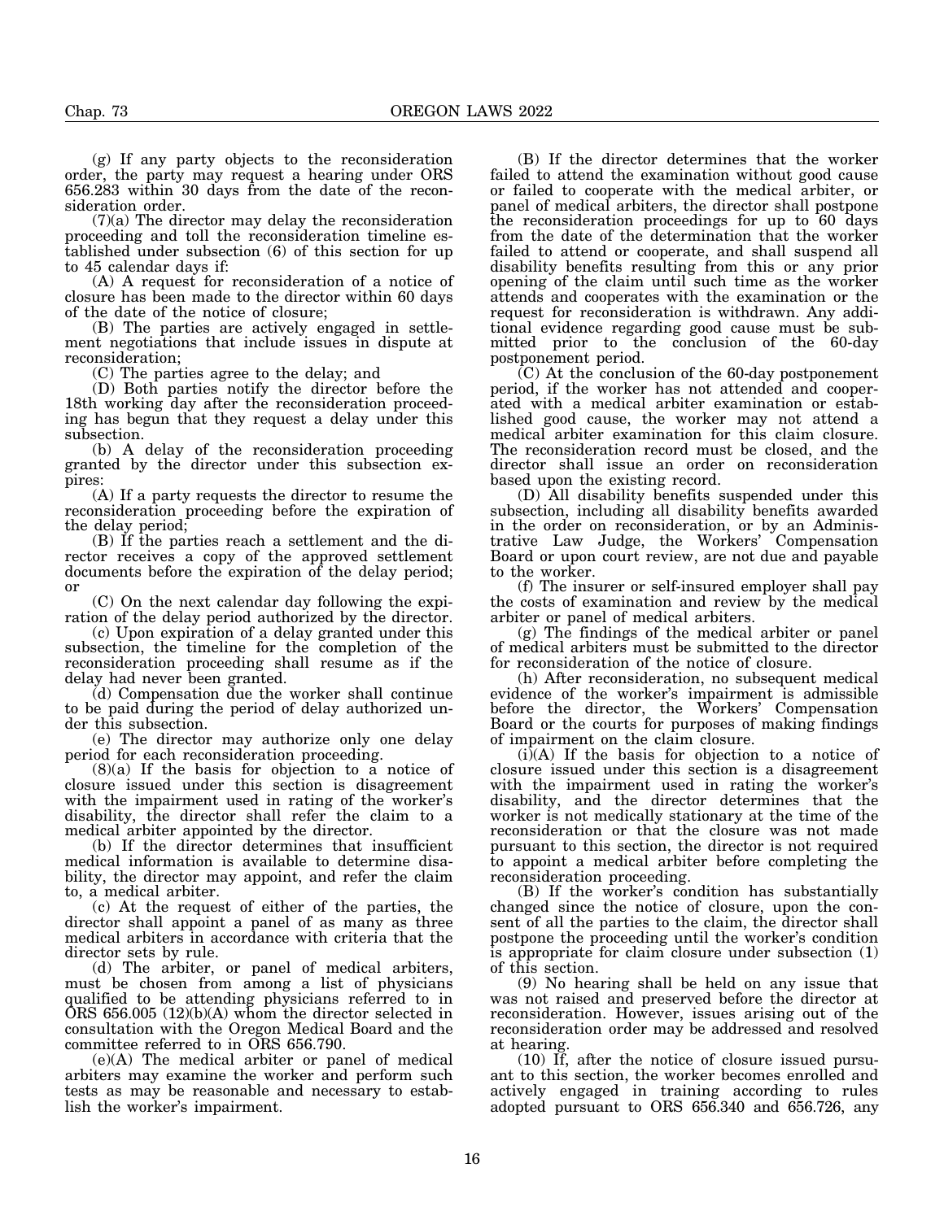(g) If any party objects to the reconsideration order, the party may request a hearing under ORS 656.283 within 30 days from the date of the reconsideration order.

(7)(a) The director may delay the reconsideration proceeding and toll the reconsideration timeline established under subsection (6) of this section for up to 45 calendar days if:

(A) A request for reconsideration of a notice of closure has been made to the director within 60 days of the date of the notice of closure;

(B) The parties are actively engaged in settlement negotiations that include issues in dispute at reconsideration;

(C) The parties agree to the delay; and

(D) Both parties notify the director before the 18th working day after the reconsideration proceeding has begun that they request a delay under this subsection.

(b) A delay of the reconsideration proceeding granted by the director under this subsection expires:

(A) If a party requests the director to resume the reconsideration proceeding before the expiration of the delay period;

(B) If the parties reach a settlement and the director receives a copy of the approved settlement documents before the expiration of the delay period; or

(C) On the next calendar day following the expiration of the delay period authorized by the director.

(c) Upon expiration of a delay granted under this subsection, the timeline for the completion of the reconsideration proceeding shall resume as if the delay had never been granted.

(d) Compensation due the worker shall continue to be paid during the period of delay authorized under this subsection.

(e) The director may authorize only one delay period for each reconsideration proceeding.

(8)(a) If the basis for objection to a notice of closure issued under this section is disagreement with the impairment used in rating of the worker's disability, the director shall refer the claim to a medical arbiter appointed by the director.

(b) If the director determines that insufficient medical information is available to determine disability, the director may appoint, and refer the claim to, a medical arbiter.

(c) At the request of either of the parties, the director shall appoint a panel of as many as three medical arbiters in accordance with criteria that the director sets by rule.

(d) The arbiter, or panel of medical arbiters, must be chosen from among a list of physicians qualified to be attending physicians referred to in ORS 656.005 (12)(b)(A) whom the director selected in consultation with the Oregon Medical Board and the committee referred to in ORS 656.790.

(e)(A) The medical arbiter or panel of medical arbiters may examine the worker and perform such tests as may be reasonable and necessary to establish the worker's impairment.

(B) If the director determines that the worker failed to attend the examination without good cause or failed to cooperate with the medical arbiter, or panel of medical arbiters, the director shall postpone the reconsideration proceedings for up to 60 days from the date of the determination that the worker failed to attend or cooperate, and shall suspend all disability benefits resulting from this or any prior opening of the claim until such time as the worker attends and cooperates with the examination or the request for reconsideration is withdrawn. Any additional evidence regarding good cause must be submitted prior to the conclusion of the 60-day postponement period.

(C) At the conclusion of the 60-day postponement period, if the worker has not attended and cooperated with a medical arbiter examination or established good cause, the worker may not attend a medical arbiter examination for this claim closure. The reconsideration record must be closed, and the director shall issue an order on reconsideration based upon the existing record.

(D) All disability benefits suspended under this subsection, including all disability benefits awarded in the order on reconsideration, or by an Administrative Law Judge, the Workers' Compensation Board or upon court review, are not due and payable to the worker.

(f) The insurer or self-insured employer shall pay the costs of examination and review by the medical arbiter or panel of medical arbiters.

(g) The findings of the medical arbiter or panel of medical arbiters must be submitted to the director for reconsideration of the notice of closure.

(h) After reconsideration, no subsequent medical evidence of the worker's impairment is admissible before the director, the Workers' Compensation Board or the courts for purposes of making findings of impairment on the claim closure.

(i)(A) If the basis for objection to a notice of closure issued under this section is a disagreement with the impairment used in rating the worker's disability, and the director determines that the worker is not medically stationary at the time of the reconsideration or that the closure was not made pursuant to this section, the director is not required to appoint a medical arbiter before completing the reconsideration proceeding.

(B) If the worker's condition has substantially changed since the notice of closure, upon the consent of all the parties to the claim, the director shall postpone the proceeding until the worker's condition is appropriate for claim closure under subsection (1) of this section.

(9) No hearing shall be held on any issue that was not raised and preserved before the director at reconsideration. However, issues arising out of the reconsideration order may be addressed and resolved at hearing.

(10) If, after the notice of closure issued pursuant to this section, the worker becomes enrolled and actively engaged in training according to rules adopted pursuant to ORS 656.340 and 656.726, any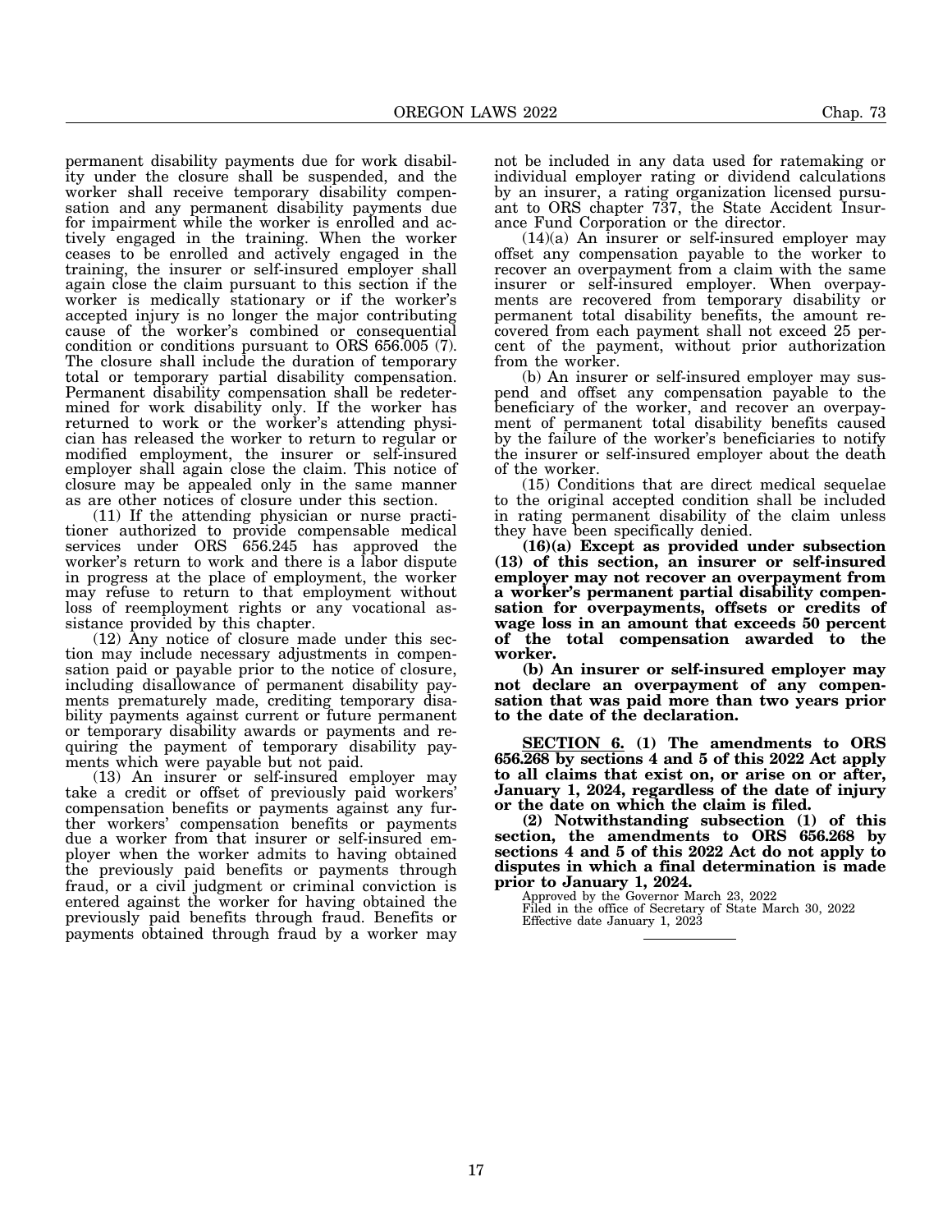permanent disability payments due for work disability under the closure shall be suspended, and the worker shall receive temporary disability compensation and any permanent disability payments due for impairment while the worker is enrolled and actively engaged in the training. When the worker ceases to be enrolled and actively engaged in the training, the insurer or self-insured employer shall again close the claim pursuant to this section if the worker is medically stationary or if the worker's accepted injury is no longer the major contributing cause of the worker's combined or consequential condition or conditions pursuant to ORS 656.005 (7). The closure shall include the duration of temporary total or temporary partial disability compensation. Permanent disability compensation shall be redetermined for work disability only. If the worker has returned to work or the worker's attending physician has released the worker to return to regular or modified employment, the insurer or self-insured employer shall again close the claim. This notice of closure may be appealed only in the same manner as are other notices of closure under this section.

(11) If the attending physician or nurse practitioner authorized to provide compensable medical services under ORS 656.245 has approved the worker's return to work and there is a labor dispute in progress at the place of employment, the worker may refuse to return to that employment without loss of reemployment rights or any vocational assistance provided by this chapter.

(12) Any notice of closure made under this section may include necessary adjustments in compensation paid or payable prior to the notice of closure, including disallowance of permanent disability payments prematurely made, crediting temporary disability payments against current or future permanent or temporary disability awards or payments and requiring the payment of temporary disability payments which were payable but not paid.

(13) An insurer or self-insured employer may take a credit or offset of previously paid workers' compensation benefits or payments against any further workers' compensation benefits or payments due a worker from that insurer or self-insured employer when the worker admits to having obtained the previously paid benefits or payments through fraud, or a civil judgment or criminal conviction is entered against the worker for having obtained the previously paid benefits through fraud. Benefits or payments obtained through fraud by a worker may not be included in any data used for ratemaking or individual employer rating or dividend calculations by an insurer, a rating organization licensed pursuant to ORS chapter 737, the State Accident Insurance Fund Corporation or the director.

(14)(a) An insurer or self-insured employer may offset any compensation payable to the worker to recover an overpayment from a claim with the same insurer or self-insured employer. When overpayments are recovered from temporary disability or permanent total disability benefits, the amount recovered from each payment shall not exceed 25 percent of the payment, without prior authorization from the worker.

(b) An insurer or self-insured employer may suspend and offset any compensation payable to the beneficiary of the worker, and recover an overpayment of permanent total disability benefits caused by the failure of the worker's beneficiaries to notify the insurer or self-insured employer about the death of the worker.

(15) Conditions that are direct medical sequelae to the original accepted condition shall be included in rating permanent disability of the claim unless they have been specifically denied.

**(16)(a) Except as provided under subsection (13) of this section, an insurer or self-insured employer may not recover an overpayment from a worker's permanent partial disability compensation for overpayments, offsets or credits of wage loss in an amount that exceeds 50 percent of the total compensation awarded to the worker.**

**(b) An insurer or self-insured employer may not declare an overpayment of any compensation that was paid more than two years prior to the date of the declaration.**

**<u>SECTION 6.</u> (1) The amendments to ORS 656.268 by sections 4 and 5 of this 2022 Act apply to all claims that exist on, or arise on or after, January 1, 2024, regardless of the date of injury or the date on which the claim is filed.**

**(2) Notwithstanding subsection (1) of this section, the amendments to ORS 656.268 by sections 4 and 5 of this 2022 Act do not apply to disputes in which a final determination is made prior to January 1, 2024.**

Approved by the Governor March 23, 2022
Filed in the office of Secretary of State March 30, 2022
Effective date January 1, 2023